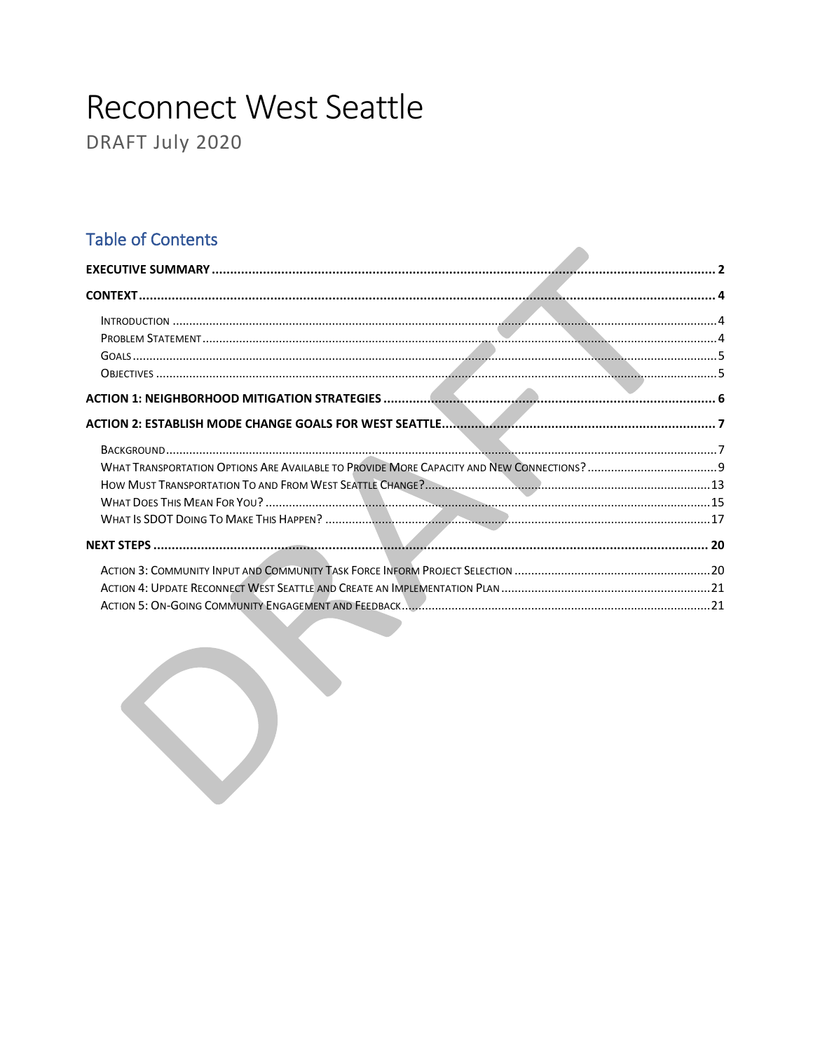# Reconnect West Seattle

DRAFT July 2020

## Table of Contents

**EXECUTIVE SUMMARY** .......... 2

**CONTEXT** .......... 4

- INTRODUCTION .......... 4
- PROBLEM STATEMENT .......... 4
- GOALS .......... 5
- OBJECTIVES .......... 5

**ACTION 1: NEIGHBORHOOD MITIGATION STRATEGIES** .......... 6

**ACTION 2: ESTABLISH MODE CHANGE GOALS FOR WEST SEATTLE** .......... 7

- BACKGROUND .......... 7
- WHAT TRANSPORTATION OPTIONS ARE AVAILABLE TO PROVIDE MORE CAPACITY AND NEW CONNECTIONS? .......... 9
- HOW MUST TRANSPORTATION TO AND FROM WEST SEATTLE CHANGE? .......... 13
- WHAT DOES THIS MEAN FOR YOU? .......... 15
- WHAT IS SDOT DOING TO MAKE THIS HAPPEN? .......... 17

**NEXT STEPS** .......... 20

- ACTION 3: COMMUNITY INPUT AND COMMUNITY TASK FORCE INFORM PROJECT SELECTION .......... 20
- ACTION 4: UPDATE RECONNECT WEST SEATTLE AND CREATE AN IMPLEMENTATION PLAN .......... 21
- ACTION 5: ON-GOING COMMUNITY ENGAGEMENT AND FEEDBACK .......... 21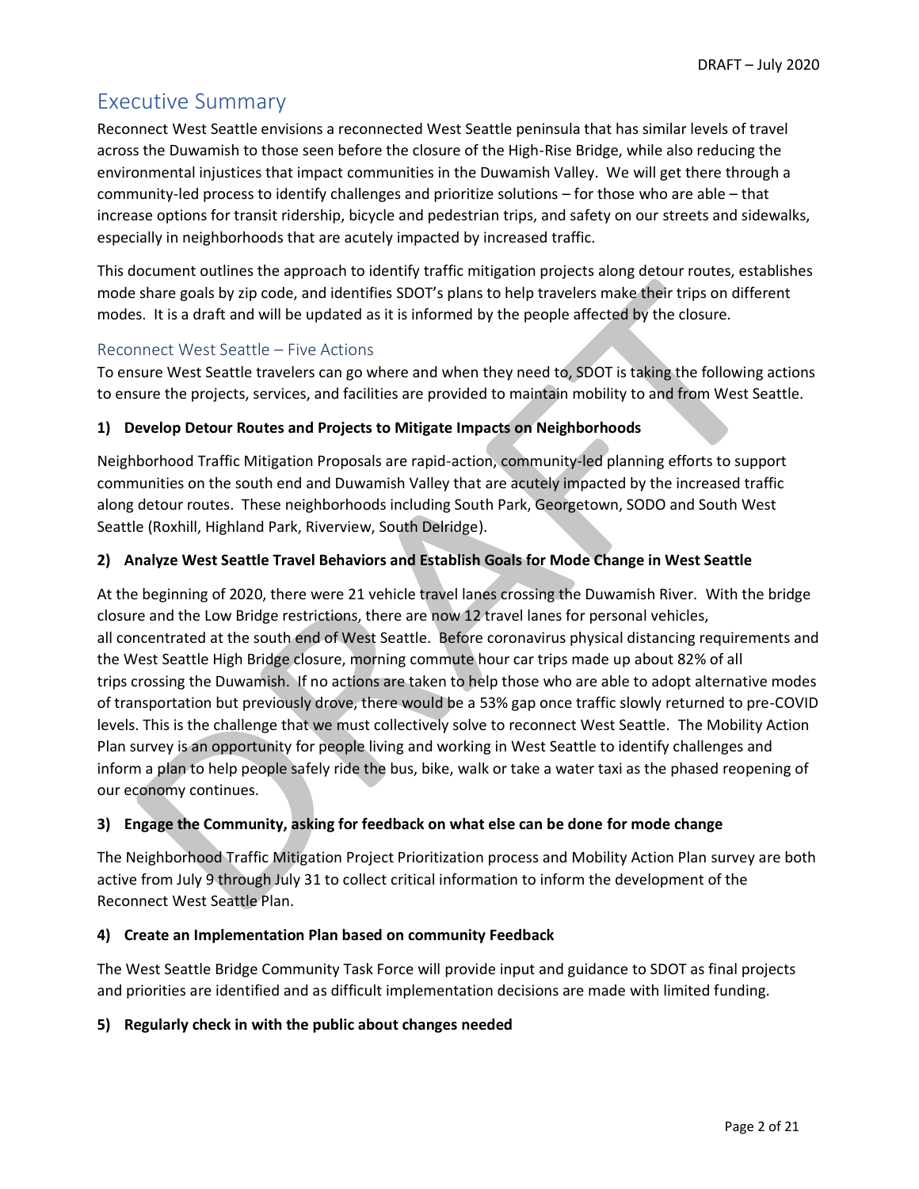# Executive Summary

Reconnect West Seattle envisions a reconnected West Seattle peninsula that has similar levels of travel across the Duwamish to those seen before the closure of the High-Rise Bridge, while also reducing the environmental injustices that impact communities in the Duwamish Valley. We will get there through a community-led process to identify challenges and prioritize solutions – for those who are able – that increase options for transit ridership, bicycle and pedestrian trips, and safety on our streets and sidewalks, especially in neighborhoods that are acutely impacted by increased traffic.

This document outlines the approach to identify traffic mitigation projects along detour routes, establishes mode share goals by zip code, and identifies SDOT's plans to help travelers make their trips on different modes. It is a draft and will be updated as it is informed by the people affected by the closure.

## Reconnect West Seattle – Five Actions

To ensure West Seattle travelers can go where and when they need to, SDOT is taking the following actions to ensure the projects, services, and facilities are provided to maintain mobility to and from West Seattle.

**1) Develop Detour Routes and Projects to Mitigate Impacts on Neighborhoods**

Neighborhood Traffic Mitigation Proposals are rapid-action, community-led planning efforts to support communities on the south end and Duwamish Valley that are acutely impacted by the increased traffic along detour routes. These neighborhoods including South Park, Georgetown, SODO and South West Seattle (Roxhill, Highland Park, Riverview, South Delridge).

**2) Analyze West Seattle Travel Behaviors and Establish Goals for Mode Change in West Seattle**

At the beginning of 2020, there were 21 vehicle travel lanes crossing the Duwamish River. With the bridge closure and the Low Bridge restrictions, there are now 12 travel lanes for personal vehicles, all concentrated at the south end of West Seattle. Before coronavirus physical distancing requirements and the West Seattle High Bridge closure, morning commute hour car trips made up about 82% of all trips crossing the Duwamish. If no actions are taken to help those who are able to adopt alternative modes of transportation but previously drove, there would be a 53% gap once traffic slowly returned to pre-COVID levels. This is the challenge that we must collectively solve to reconnect West Seattle. The Mobility Action Plan survey is an opportunity for people living and working in West Seattle to identify challenges and inform a plan to help people safely ride the bus, bike, walk or take a water taxi as the phased reopening of our economy continues.

**3) Engage the Community, asking for feedback on what else can be done for mode change**

The Neighborhood Traffic Mitigation Project Prioritization process and Mobility Action Plan survey are both active from July 9 through July 31 to collect critical information to inform the development of the Reconnect West Seattle Plan.

**4) Create an Implementation Plan based on community Feedback**

The West Seattle Bridge Community Task Force will provide input and guidance to SDOT as final projects and priorities are identified and as difficult implementation decisions are made with limited funding.

**5) Regularly check in with the public about changes needed**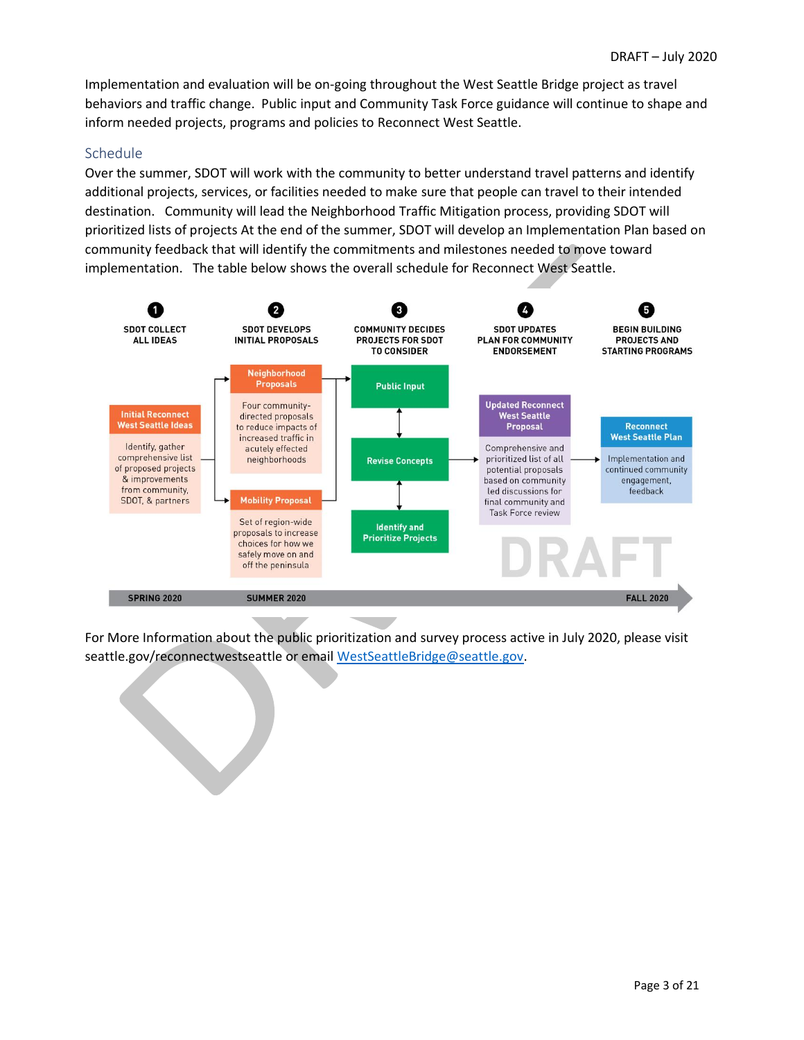Implementation and evaluation will be on-going throughout the West Seattle Bridge project as travel behaviors and traffic change. Public input and Community Task Force guidance will continue to shape and inform needed projects, programs and policies to Reconnect West Seattle.

## Schedule

Over the summer, SDOT will work with the community to better understand travel patterns and identify additional projects, services, or facilities needed to make sure that people can travel to their intended destination. Community will lead the Neighborhood Traffic Mitigation process, providing SDOT will prioritized lists of projects At the end of the summer, SDOT will develop an Implementation Plan based on community feedback that will identify the commitments and milestones needed to move toward implementation. The table below shows the overall schedule for Reconnect West Seattle.

1. **SDOT COLLECT ALL IDEAS**
   - **Initial Reconnect West Seattle Ideas**: Identify, gather comprehensive list of proposed projects & improvements from community, SDOT, & partners
2. **SDOT DEVELOPS INITIAL PROPOSALS**
   - **Neighborhood Proposals**: Four community-directed proposals to reduce impacts of increased traffic in acutely effected neighborhoods
   - **Mobility Proposal**: Set of region-wide proposals to increase choices for how we safely move on and off the peninsula
3. **COMMUNITY DECIDES PROJECTS FOR SDOT TO CONSIDER**
   - Public Input
   - Revise Concepts
   - Identify and Prioritize Projects
4. **SDOT UPDATES PLAN FOR COMMUNITY ENDORSEMENT**
   - **Updated Reconnect West Seattle Proposal**: Comprehensive and prioritized list of all potential proposals based on community led discussions for final community and Task Force review
5. **BEGIN BUILDING PROJECTS AND STARTING PROGRAMS**
   - **Reconnect West Seattle Plan**: Implementation and continued community engagement, feedback

SPRING 2020 — SUMMER 2020 — FALL 2020

DRAFT

For More Information about the public prioritization and survey process active in July 2020, please visit seattle.gov/reconnectwestseattle or email WestSeattleBridge@seattle.gov.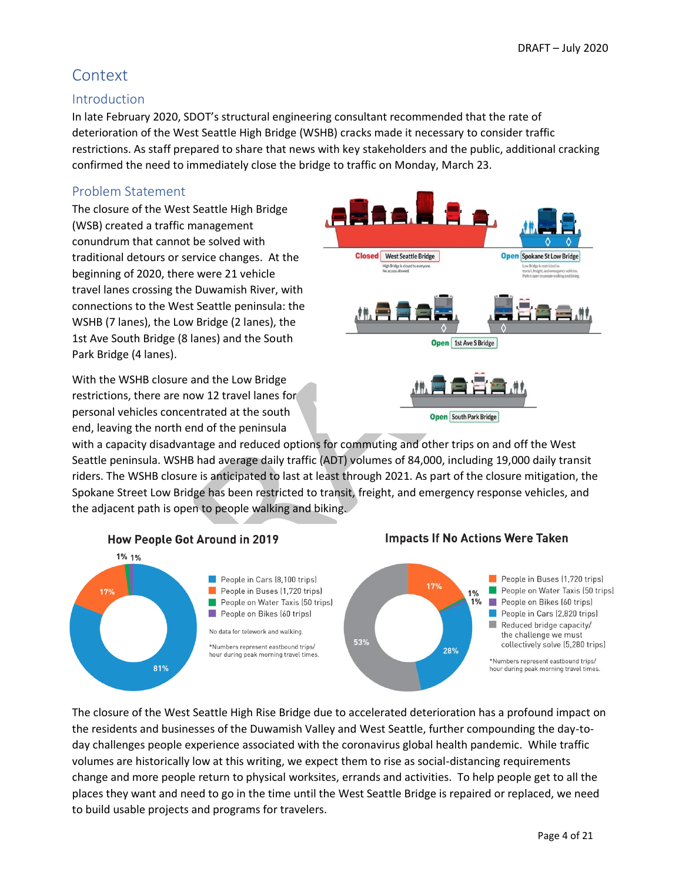# Context

## Introduction

In late February 2020, SDOT's structural engineering consultant recommended that the rate of deterioration of the West Seattle High Bridge (WSHB) cracks made it necessary to consider traffic restrictions. As staff prepared to share that news with key stakeholders and the public, additional cracking confirmed the need to immediately close the bridge to traffic on Monday, March 23.

## Problem Statement

The closure of the West Seattle High Bridge (WSB) created a traffic management conundrum that cannot be solved with traditional detours or service changes. At the beginning of 2020, there were 21 vehicle travel lanes crossing the Duwamish River, with connections to the West Seattle peninsula: the WSHB (7 lanes), the Low Bridge (2 lanes), the 1st Ave South Bridge (8 lanes) and the South Park Bridge (4 lanes).

Closed West Seattle Bridge — High Bridge is closed to everyone. No access allowed.

Open Spokane St Low Bridge — Low Bridge is restricted to transit, freight, and emergency vehicles. Path is open to people walking and biking.

Open 1st Ave S Bridge

Open South Park Bridge

With the WSHB closure and the Low Bridge restrictions, there are now 12 travel lanes for personal vehicles concentrated at the south end, leaving the north end of the peninsula with a capacity disadvantage and reduced options for commuting and other trips on and off the West Seattle peninsula. WSHB had average daily traffic (ADT) volumes of 84,000, including 19,000 daily transit riders. The WSHB closure is anticipated to last at least through 2021. As part of the closure mitigation, the Spokane Street Low Bridge has been restricted to transit, freight, and emergency response vehicles, and the adjacent path is open to people walking and biking.

**How People Got Around in 2019**

- 81% People in Cars (8,100 trips)
- 17% People in Buses (1,720 trips)
- 1% People on Water Taxis (50 trips)
- 1% People on Bikes (60 trips)

No data for telework and walking.

*Numbers represent eastbound trips/ hour during peak morning travel times.

**Impacts If No Actions Were Taken**

- 17% People in Buses (1,720 trips)
- 1% People on Water Taxis (50 trips)
- 1% People on Bikes (60 trips)
- 28% People in Cars (2,820 trips)
- 53% Reduced bridge capacity/ the challenge we must collectively solve (5,280 trips)

*Numbers represent eastbound trips/ hour during peak morning travel times.

The closure of the West Seattle High Rise Bridge due to accelerated deterioration has a profound impact on the residents and businesses of the Duwamish Valley and West Seattle, further compounding the day-to-day challenges people experience associated with the coronavirus global health pandemic. While traffic volumes are historically low at this writing, we expect them to rise as social-distancing requirements change and more people return to physical worksites, errands and activities. To help people get to all the places they want and need to go in the time until the West Seattle Bridge is repaired or replaced, we need to build usable projects and programs for travelers.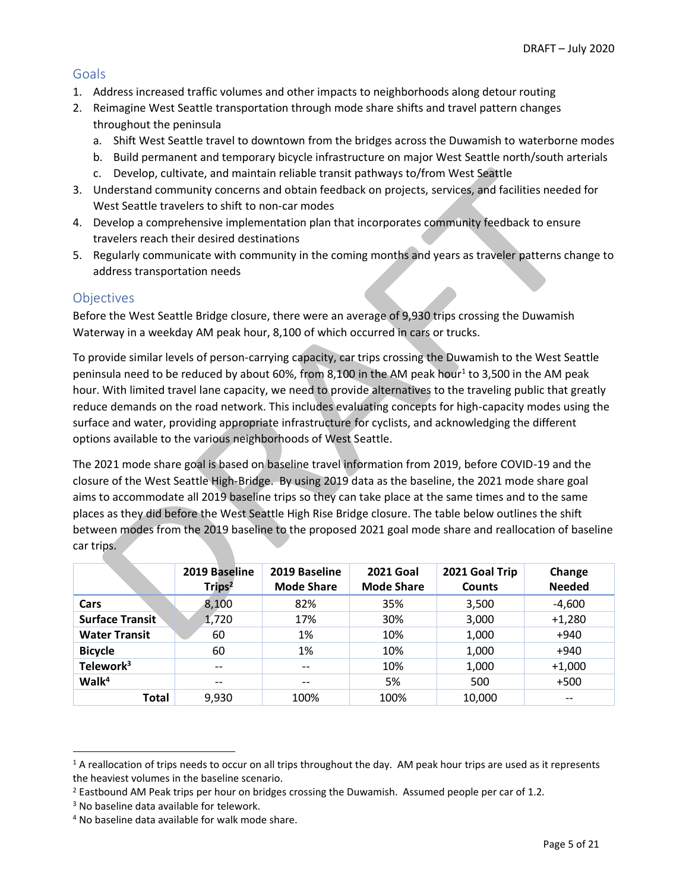## Goals

1. Address increased traffic volumes and other impacts to neighborhoods along detour routing
2. Reimagine West Seattle transportation through mode share shifts and travel pattern changes throughout the peninsula
   a. Shift West Seattle travel to downtown from the bridges across the Duwamish to waterborne modes
   b. Build permanent and temporary bicycle infrastructure on major West Seattle north/south arterials
   c. Develop, cultivate, and maintain reliable transit pathways to/from West Seattle
3. Understand community concerns and obtain feedback on projects, services, and facilities needed for West Seattle travelers to shift to non-car modes
4. Develop a comprehensive implementation plan that incorporates community feedback to ensure travelers reach their desired destinations
5. Regularly communicate with community in the coming months and years as traveler patterns change to address transportation needs

## Objectives

Before the West Seattle Bridge closure, there were an average of 9,930 trips crossing the Duwamish Waterway in a weekday AM peak hour, 8,100 of which occurred in cars or trucks.

To provide similar levels of person-carrying capacity, car trips crossing the Duwamish to the West Seattle peninsula need to be reduced by about 60%, from 8,100 in the AM peak hour[1] to 3,500 in the AM peak hour. With limited travel lane capacity, we need to provide alternatives to the traveling public that greatly reduce demands on the road network. This includes evaluating concepts for high-capacity modes using the surface and water, providing appropriate infrastructure for cyclists, and acknowledging the different options available to the various neighborhoods of West Seattle.

The 2021 mode share goal is based on baseline travel information from 2019, before COVID-19 and the closure of the West Seattle High-Bridge. By using 2019 data as the baseline, the 2021 mode share goal aims to accommodate all 2019 baseline trips so they can take place at the same times and to the same places as they did before the West Seattle High Rise Bridge closure. The table below outlines the shift between modes from the 2019 baseline to the proposed 2021 goal mode share and reallocation of baseline car trips.

| | 2019 Baseline Trips[2] | 2019 Baseline Mode Share | 2021 Goal Mode Share | 2021 Goal Trip Counts | Change Needed |
|---|---|---|---|---|---|
| **Cars** | 8,100 | 82% | 35% | 3,500 | -4,600 |
| **Surface Transit** | 1,720 | 17% | 30% | 3,000 | +1,280 |
| **Water Transit** | 60 | 1% | 10% | 1,000 | +940 |
| **Bicycle** | 60 | 1% | 10% | 1,000 | +940 |
| **Telework[3]** | -- | -- | 10% | 1,000 | +1,000 |
| **Walk[4]** | -- | -- | 5% | 500 | +500 |
| **Total** | 9,930 | 100% | 100% | 10,000 | -- |

[1] A reallocation of trips needs to occur on all trips throughout the day. AM peak hour trips are used as it represents the heaviest volumes in the baseline scenario.

[2] Eastbound AM Peak trips per hour on bridges crossing the Duwamish. Assumed people per car of 1.2.

[3] No baseline data available for telework.

[4] No baseline data available for walk mode share.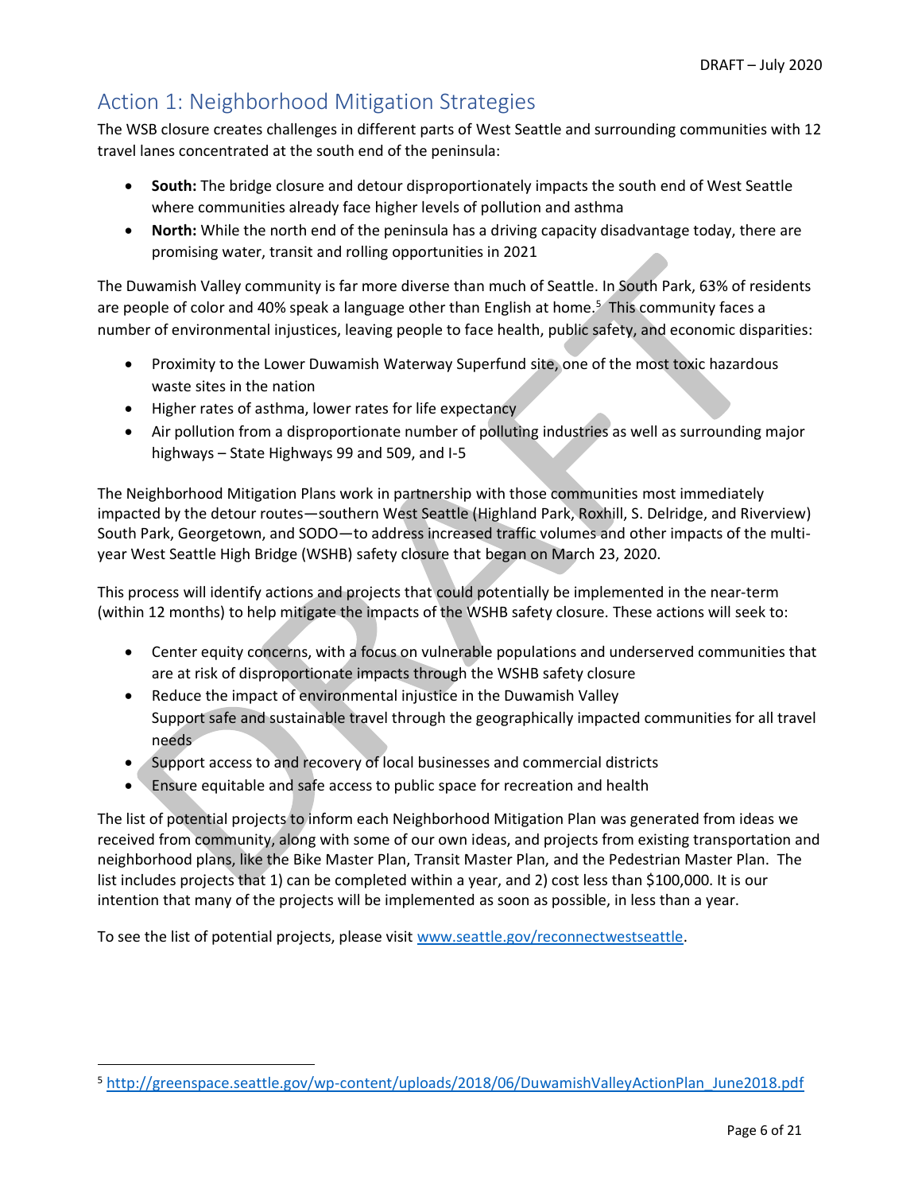## Action 1: Neighborhood Mitigation Strategies

The WSB closure creates challenges in different parts of West Seattle and surrounding communities with 12 travel lanes concentrated at the south end of the peninsula:

- **South:** The bridge closure and detour disproportionately impacts the south end of West Seattle where communities already face higher levels of pollution and asthma
- **North:** While the north end of the peninsula has a driving capacity disadvantage today, there are promising water, transit and rolling opportunities in 2021

The Duwamish Valley community is far more diverse than much of Seattle. In South Park, 63% of residents are people of color and 40% speak a language other than English at home.[5] This community faces a number of environmental injustices, leaving people to face health, public safety, and economic disparities:

- Proximity to the Lower Duwamish Waterway Superfund site, one of the most toxic hazardous waste sites in the nation
- Higher rates of asthma, lower rates for life expectancy
- Air pollution from a disproportionate number of polluting industries as well as surrounding major highways – State Highways 99 and 509, and I-5

The Neighborhood Mitigation Plans work in partnership with those communities most immediately impacted by the detour routes—southern West Seattle (Highland Park, Roxhill, S. Delridge, and Riverview) South Park, Georgetown, and SODO—to address increased traffic volumes and other impacts of the multi-year West Seattle High Bridge (WSHB) safety closure that began on March 23, 2020.

This process will identify actions and projects that could potentially be implemented in the near-term (within 12 months) to help mitigate the impacts of the WSHB safety closure. These actions will seek to:

- Center equity concerns, with a focus on vulnerable populations and underserved communities that are at risk of disproportionate impacts through the WSHB safety closure
- Reduce the impact of environmental injustice in the Duwamish Valley
  Support safe and sustainable travel through the geographically impacted communities for all travel needs
- Support access to and recovery of local businesses and commercial districts
- Ensure equitable and safe access to public space for recreation and health

The list of potential projects to inform each Neighborhood Mitigation Plan was generated from ideas we received from community, along with some of our own ideas, and projects from existing transportation and neighborhood plans, like the Bike Master Plan, Transit Master Plan, and the Pedestrian Master Plan. The list includes projects that 1) can be completed within a year, and 2) cost less than $100,000. It is our intention that many of the projects will be implemented as soon as possible, in less than a year.

To see the list of potential projects, please visit www.seattle.gov/reconnectwestseattle.

[5] http://greenspace.seattle.gov/wp-content/uploads/2018/06/DuwamishValleyActionPlan_June2018.pdf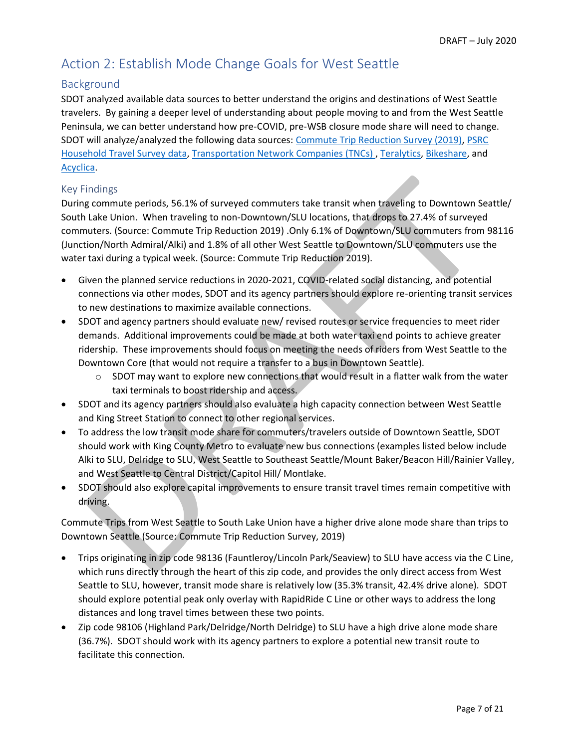## Action 2: Establish Mode Change Goals for West Seattle

### Background

SDOT analyzed available data sources to better understand the origins and destinations of West Seattle travelers. By gaining a deeper level of understanding about people moving to and from the West Seattle Peninsula, we can better understand how pre-COVID, pre-WSB closure mode share will need to change. SDOT will analyze/analyzed the following data sources: Commute Trip Reduction Survey (2019), PSRC Household Travel Survey data, Transportation Network Companies (TNCs) , Teralytics, Bikeshare, and Acyclica.

### Key Findings

During commute periods, 56.1% of surveyed commuters take transit when traveling to Downtown Seattle/ South Lake Union. When traveling to non-Downtown/SLU locations, that drops to 27.4% of surveyed commuters. (Source: Commute Trip Reduction 2019) .Only 6.1% of Downtown/SLU commuters from 98116 (Junction/North Admiral/Alki) and 1.8% of all other West Seattle to Downtown/SLU commuters use the water taxi during a typical week. (Source: Commute Trip Reduction 2019).

- Given the planned service reductions in 2020-2021, COVID-related social distancing, and potential connections via other modes, SDOT and its agency partners should explore re-orienting transit services to new destinations to maximize available connections.
- SDOT and agency partners should evaluate new/ revised routes or service frequencies to meet rider demands. Additional improvements could be made at both water taxi end points to achieve greater ridership. These improvements should focus on meeting the needs of riders from West Seattle to the Downtown Core (that would not require a transfer to a bus in Downtown Seattle).
  - SDOT may want to explore new connections that would result in a flatter walk from the water taxi terminals to boost ridership and access.
- SDOT and its agency partners should also evaluate a high capacity connection between West Seattle and King Street Station to connect to other regional services.
- To address the low transit mode share for commuters/travelers outside of Downtown Seattle, SDOT should work with King County Metro to evaluate new bus connections (examples listed below include Alki to SLU, Delridge to SLU, West Seattle to Southeast Seattle/Mount Baker/Beacon Hill/Rainier Valley, and West Seattle to Central District/Capitol Hill/ Montlake.
- SDOT should also explore capital improvements to ensure transit travel times remain competitive with driving.

Commute Trips from West Seattle to South Lake Union have a higher drive alone mode share than trips to Downtown Seattle (Source: Commute Trip Reduction Survey, 2019)

- Trips originating in zip code 98136 (Fauntleroy/Lincoln Park/Seaview) to SLU have access via the C Line, which runs directly through the heart of this zip code, and provides the only direct access from West Seattle to SLU, however, transit mode share is relatively low (35.3% transit, 42.4% drive alone). SDOT should explore potential peak only overlay with RapidRide C Line or other ways to address the long distances and long travel times between these two points.
- Zip code 98106 (Highland Park/Delridge/North Delridge) to SLU have a high drive alone mode share (36.7%). SDOT should work with its agency partners to explore a potential new transit route to facilitate this connection.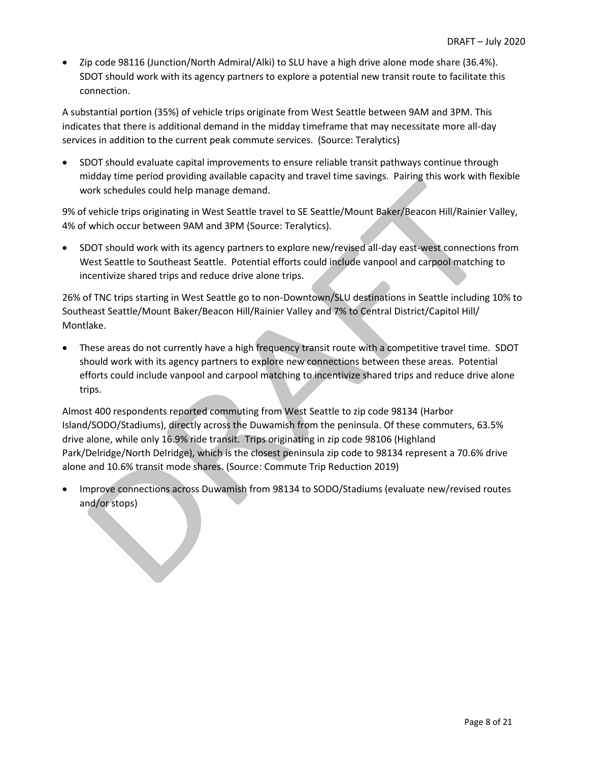- Zip code 98116 (Junction/North Admiral/Alki) to SLU have a high drive alone mode share (36.4%). SDOT should work with its agency partners to explore a potential new transit route to facilitate this connection.

A substantial portion (35%) of vehicle trips originate from West Seattle between 9AM and 3PM. This indicates that there is additional demand in the midday timeframe that may necessitate more all-day services in addition to the current peak commute services. (Source: Teralytics)

- SDOT should evaluate capital improvements to ensure reliable transit pathways continue through midday time period providing available capacity and travel time savings. Pairing this work with flexible work schedules could help manage demand.

9% of vehicle trips originating in West Seattle travel to SE Seattle/Mount Baker/Beacon Hill/Rainier Valley, 4% of which occur between 9AM and 3PM (Source: Teralytics).

- SDOT should work with its agency partners to explore new/revised all-day east-west connections from West Seattle to Southeast Seattle. Potential efforts could include vanpool and carpool matching to incentivize shared trips and reduce drive alone trips.

26% of TNC trips starting in West Seattle go to non-Downtown/SLU destinations in Seattle including 10% to Southeast Seattle/Mount Baker/Beacon Hill/Rainier Valley and 7% to Central District/Capitol Hill/ Montlake.

- These areas do not currently have a high frequency transit route with a competitive travel time. SDOT should work with its agency partners to explore new connections between these areas. Potential efforts could include vanpool and carpool matching to incentivize shared trips and reduce drive alone trips.

Almost 400 respondents reported commuting from West Seattle to zip code 98134 (Harbor Island/SODO/Stadiums), directly across the Duwamish from the peninsula. Of these commuters, 63.5% drive alone, while only 16.9% ride transit. Trips originating in zip code 98106 (Highland Park/Delridge/North Delridge), which is the closest peninsula zip code to 98134 represent a 70.6% drive alone and 10.6% transit mode shares. (Source: Commute Trip Reduction 2019)

- Improve connections across Duwamish from 98134 to SODO/Stadiums (evaluate new/revised routes and/or stops)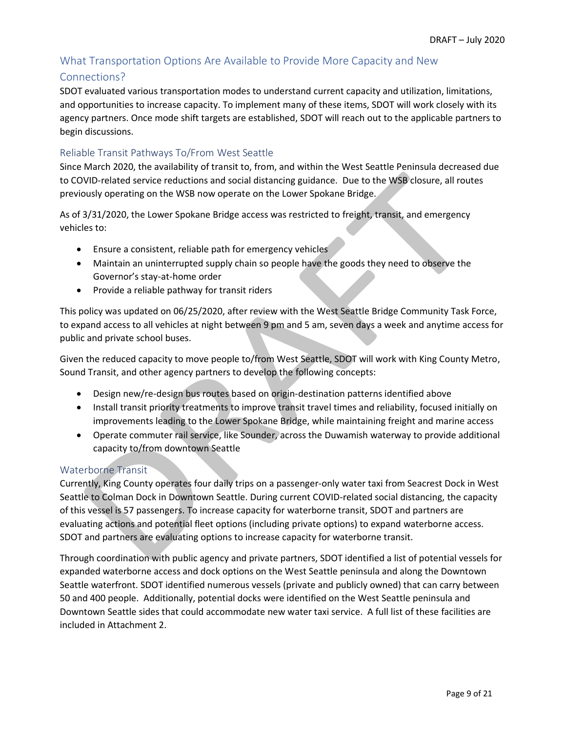## What Transportation Options Are Available to Provide More Capacity and New Connections?

SDOT evaluated various transportation modes to understand current capacity and utilization, limitations, and opportunities to increase capacity. To implement many of these items, SDOT will work closely with its agency partners. Once mode shift targets are established, SDOT will reach out to the applicable partners to begin discussions.

### Reliable Transit Pathways To/From West Seattle

Since March 2020, the availability of transit to, from, and within the West Seattle Peninsula decreased due to COVID-related service reductions and social distancing guidance. Due to the WSB closure, all routes previously operating on the WSB now operate on the Lower Spokane Bridge.

As of 3/31/2020, the Lower Spokane Bridge access was restricted to freight, transit, and emergency vehicles to:

- Ensure a consistent, reliable path for emergency vehicles
- Maintain an uninterrupted supply chain so people have the goods they need to observe the Governor's stay-at-home order
- Provide a reliable pathway for transit riders

This policy was updated on 06/25/2020, after review with the West Seattle Bridge Community Task Force, to expand access to all vehicles at night between 9 pm and 5 am, seven days a week and anytime access for public and private school buses.

Given the reduced capacity to move people to/from West Seattle, SDOT will work with King County Metro, Sound Transit, and other agency partners to develop the following concepts:

- Design new/re-design bus routes based on origin-destination patterns identified above
- Install transit priority treatments to improve transit travel times and reliability, focused initially on improvements leading to the Lower Spokane Bridge, while maintaining freight and marine access
- Operate commuter rail service, like Sounder, across the Duwamish waterway to provide additional capacity to/from downtown Seattle

### Waterborne Transit

Currently, King County operates four daily trips on a passenger-only water taxi from Seacrest Dock in West Seattle to Colman Dock in Downtown Seattle. During current COVID-related social distancing, the capacity of this vessel is 57 passengers. To increase capacity for waterborne transit, SDOT and partners are evaluating actions and potential fleet options (including private options) to expand waterborne access. SDOT and partners are evaluating options to increase capacity for waterborne transit.

Through coordination with public agency and private partners, SDOT identified a list of potential vessels for expanded waterborne access and dock options on the West Seattle peninsula and along the Downtown Seattle waterfront. SDOT identified numerous vessels (private and publicly owned) that can carry between 50 and 400 people. Additionally, potential docks were identified on the West Seattle peninsula and Downtown Seattle sides that could accommodate new water taxi service. A full list of these facilities are included in Attachment 2.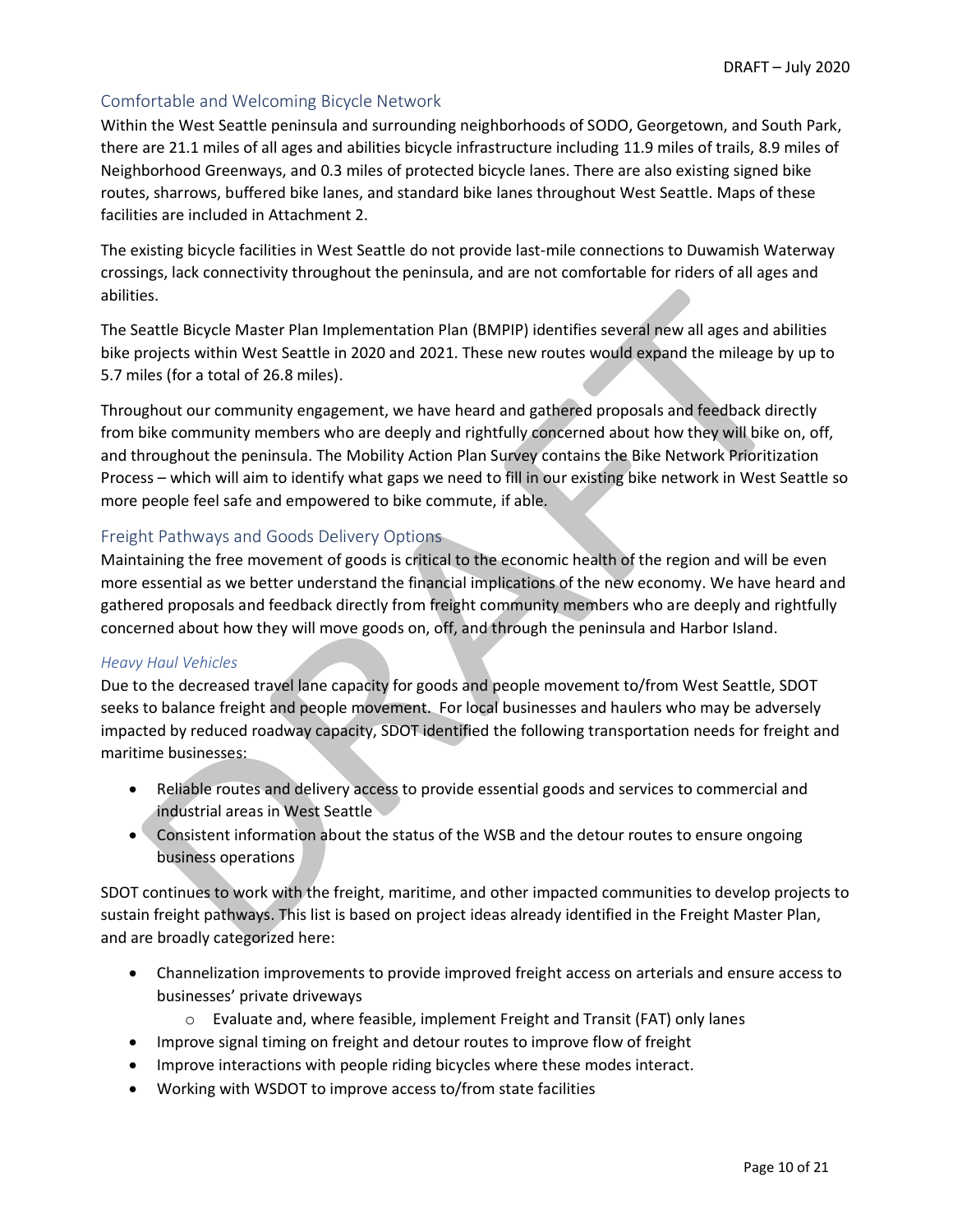## Comfortable and Welcoming Bicycle Network

Within the West Seattle peninsula and surrounding neighborhoods of SODO, Georgetown, and South Park, there are 21.1 miles of all ages and abilities bicycle infrastructure including 11.9 miles of trails, 8.9 miles of Neighborhood Greenways, and 0.3 miles of protected bicycle lanes. There are also existing signed bike routes, sharrows, buffered bike lanes, and standard bike lanes throughout West Seattle. Maps of these facilities are included in Attachment 2.

The existing bicycle facilities in West Seattle do not provide last-mile connections to Duwamish Waterway crossings, lack connectivity throughout the peninsula, and are not comfortable for riders of all ages and abilities.

The Seattle Bicycle Master Plan Implementation Plan (BMPIP) identifies several new all ages and abilities bike projects within West Seattle in 2020 and 2021. These new routes would expand the mileage by up to 5.7 miles (for a total of 26.8 miles).

Throughout our community engagement, we have heard and gathered proposals and feedback directly from bike community members who are deeply and rightfully concerned about how they will bike on, off, and throughout the peninsula. The Mobility Action Plan Survey contains the Bike Network Prioritization Process – which will aim to identify what gaps we need to fill in our existing bike network in West Seattle so more people feel safe and empowered to bike commute, if able.

## Freight Pathways and Goods Delivery Options

Maintaining the free movement of goods is critical to the economic health of the region and will be even more essential as we better understand the financial implications of the new economy. We have heard and gathered proposals and feedback directly from freight community members who are deeply and rightfully concerned about how they will move goods on, off, and through the peninsula and Harbor Island.

### *Heavy Haul Vehicles*

Due to the decreased travel lane capacity for goods and people movement to/from West Seattle, SDOT seeks to balance freight and people movement. For local businesses and haulers who may be adversely impacted by reduced roadway capacity, SDOT identified the following transportation needs for freight and maritime businesses:

- Reliable routes and delivery access to provide essential goods and services to commercial and industrial areas in West Seattle
- Consistent information about the status of the WSB and the detour routes to ensure ongoing business operations

SDOT continues to work with the freight, maritime, and other impacted communities to develop projects to sustain freight pathways. This list is based on project ideas already identified in the Freight Master Plan, and are broadly categorized here:

- Channelization improvements to provide improved freight access on arterials and ensure access to businesses' private driveways
  - Evaluate and, where feasible, implement Freight and Transit (FAT) only lanes
- Improve signal timing on freight and detour routes to improve flow of freight
- Improve interactions with people riding bicycles where these modes interact.
- Working with WSDOT to improve access to/from state facilities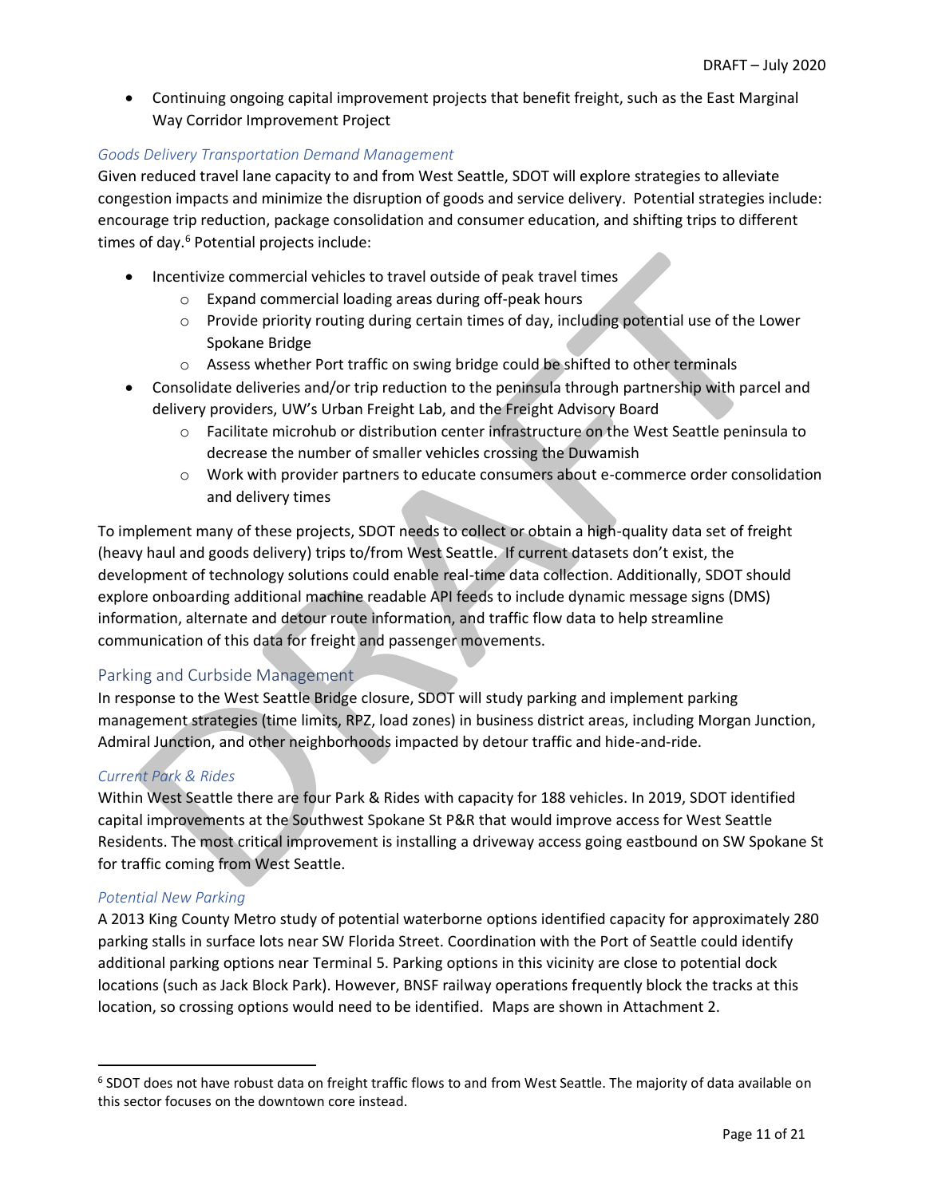- Continuing ongoing capital improvement projects that benefit freight, such as the East Marginal Way Corridor Improvement Project

### *Goods Delivery Transportation Demand Management*

Given reduced travel lane capacity to and from West Seattle, SDOT will explore strategies to alleviate congestion impacts and minimize the disruption of goods and service delivery. Potential strategies include: encourage trip reduction, package consolidation and consumer education, and shifting trips to different times of day.[6] Potential projects include:

- Incentivize commercial vehicles to travel outside of peak travel times
  - Expand commercial loading areas during off-peak hours
  - Provide priority routing during certain times of day, including potential use of the Lower Spokane Bridge
  - Assess whether Port traffic on swing bridge could be shifted to other terminals
- Consolidate deliveries and/or trip reduction to the peninsula through partnership with parcel and delivery providers, UW's Urban Freight Lab, and the Freight Advisory Board
  - Facilitate microhub or distribution center infrastructure on the West Seattle peninsula to decrease the number of smaller vehicles crossing the Duwamish
  - Work with provider partners to educate consumers about e-commerce order consolidation and delivery times

To implement many of these projects, SDOT needs to collect or obtain a high-quality data set of freight (heavy haul and goods delivery) trips to/from West Seattle. If current datasets don't exist, the development of technology solutions could enable real-time data collection. Additionally, SDOT should explore onboarding additional machine readable API feeds to include dynamic message signs (DMS) information, alternate and detour route information, and traffic flow data to help streamline communication of this data for freight and passenger movements.

## Parking and Curbside Management

In response to the West Seattle Bridge closure, SDOT will study parking and implement parking management strategies (time limits, RPZ, load zones) in business district areas, including Morgan Junction, Admiral Junction, and other neighborhoods impacted by detour traffic and hide-and-ride.

### *Current Park & Rides*

Within West Seattle there are four Park & Rides with capacity for 188 vehicles. In 2019, SDOT identified capital improvements at the Southwest Spokane St P&R that would improve access for West Seattle Residents. The most critical improvement is installing a driveway access going eastbound on SW Spokane St for traffic coming from West Seattle.

### *Potential New Parking*

A 2013 King County Metro study of potential waterborne options identified capacity for approximately 280 parking stalls in surface lots near SW Florida Street. Coordination with the Port of Seattle could identify additional parking options near Terminal 5. Parking options in this vicinity are close to potential dock locations (such as Jack Block Park). However, BNSF railway operations frequently block the tracks at this location, so crossing options would need to be identified. Maps are shown in Attachment 2.

---

[6] SDOT does not have robust data on freight traffic flows to and from West Seattle. The majority of data available on this sector focuses on the downtown core instead.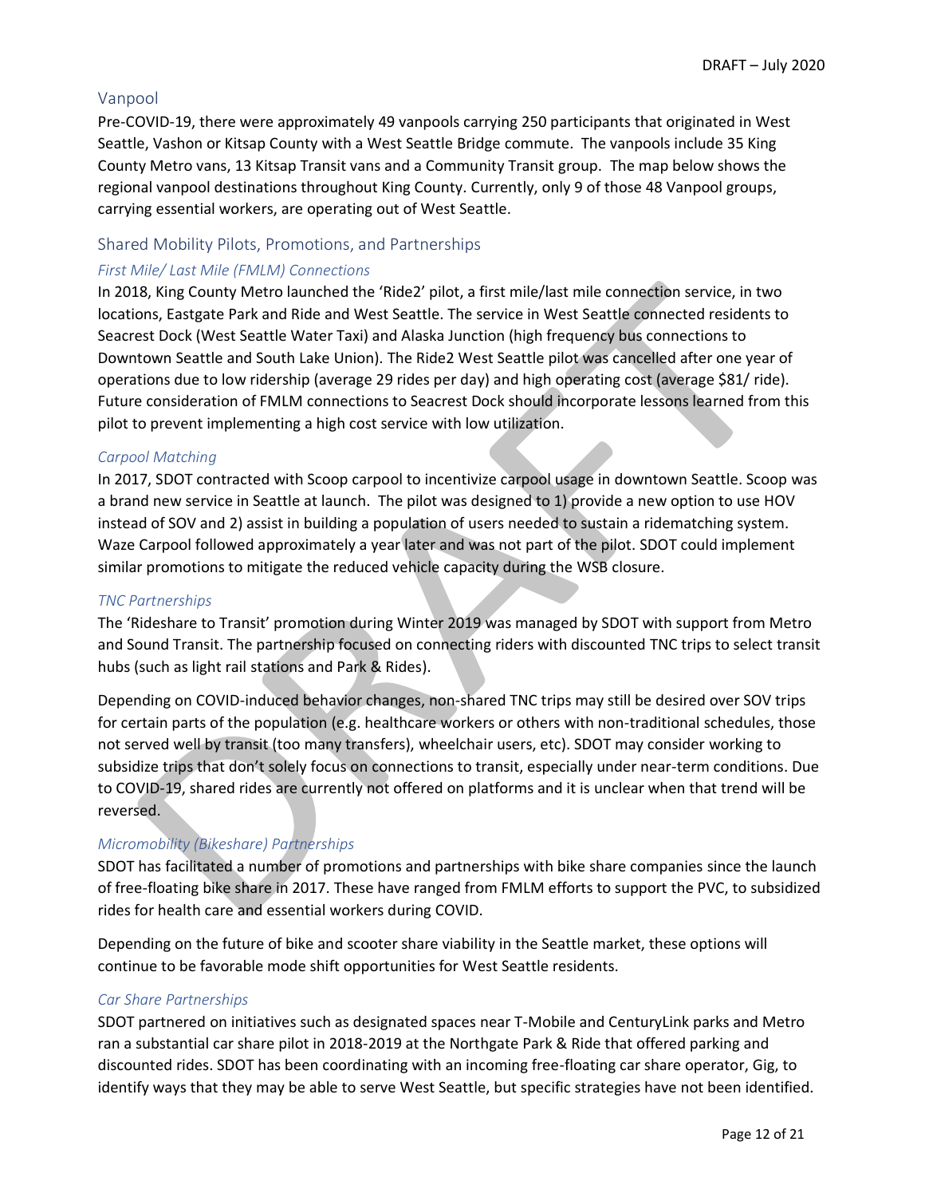## Vanpool

Pre-COVID-19, there were approximately 49 vanpools carrying 250 participants that originated in West Seattle, Vashon or Kitsap County with a West Seattle Bridge commute. The vanpools include 35 King County Metro vans, 13 Kitsap Transit vans and a Community Transit group. The map below shows the regional vanpool destinations throughout King County. Currently, only 9 of those 48 Vanpool groups, carrying essential workers, are operating out of West Seattle.

## Shared Mobility Pilots, Promotions, and Partnerships

### *First Mile/ Last Mile (FMLM) Connections*

In 2018, King County Metro launched the 'Ride2' pilot, a first mile/last mile connection service, in two locations, Eastgate Park and Ride and West Seattle. The service in West Seattle connected residents to Seacrest Dock (West Seattle Water Taxi) and Alaska Junction (high frequency bus connections to Downtown Seattle and South Lake Union). The Ride2 West Seattle pilot was cancelled after one year of operations due to low ridership (average 29 rides per day) and high operating cost (average $81/ ride). Future consideration of FMLM connections to Seacrest Dock should incorporate lessons learned from this pilot to prevent implementing a high cost service with low utilization.

### *Carpool Matching*

In 2017, SDOT contracted with Scoop carpool to incentivize carpool usage in downtown Seattle. Scoop was a brand new service in Seattle at launch. The pilot was designed to 1) provide a new option to use HOV instead of SOV and 2) assist in building a population of users needed to sustain a ridematching system. Waze Carpool followed approximately a year later and was not part of the pilot. SDOT could implement similar promotions to mitigate the reduced vehicle capacity during the WSB closure.

### *TNC Partnerships*

The 'Rideshare to Transit' promotion during Winter 2019 was managed by SDOT with support from Metro and Sound Transit. The partnership focused on connecting riders with discounted TNC trips to select transit hubs (such as light rail stations and Park & Rides).

Depending on COVID-induced behavior changes, non-shared TNC trips may still be desired over SOV trips for certain parts of the population (e.g. healthcare workers or others with non-traditional schedules, those not served well by transit (too many transfers), wheelchair users, etc). SDOT may consider working to subsidize trips that don't solely focus on connections to transit, especially under near-term conditions. Due to COVID-19, shared rides are currently not offered on platforms and it is unclear when that trend will be reversed.

### *Micromobility (Bikeshare) Partnerships*

SDOT has facilitated a number of promotions and partnerships with bike share companies since the launch of free-floating bike share in 2017. These have ranged from FMLM efforts to support the PVC, to subsidized rides for health care and essential workers during COVID.

Depending on the future of bike and scooter share viability in the Seattle market, these options will continue to be favorable mode shift opportunities for West Seattle residents.

### *Car Share Partnerships*

SDOT partnered on initiatives such as designated spaces near T-Mobile and CenturyLink parks and Metro ran a substantial car share pilot in 2018-2019 at the Northgate Park & Ride that offered parking and discounted rides. SDOT has been coordinating with an incoming free-floating car share operator, Gig, to identify ways that they may be able to serve West Seattle, but specific strategies have not been identified.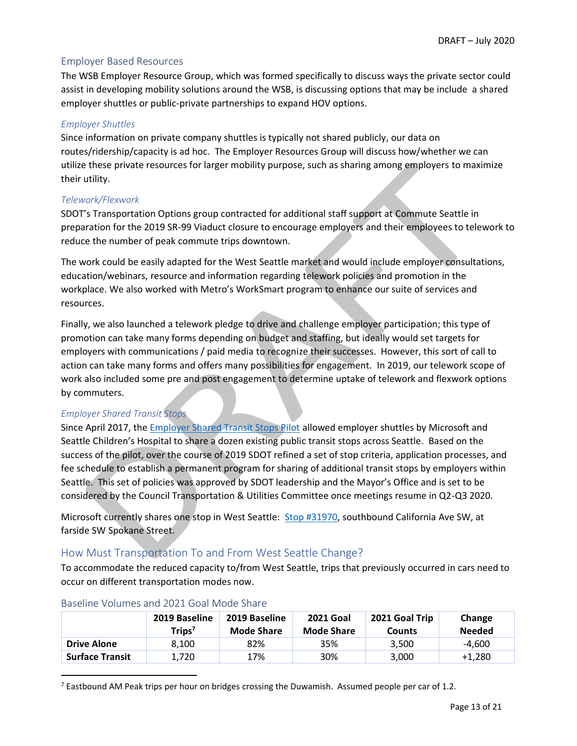## Employer Based Resources

The WSB Employer Resource Group, which was formed specifically to discuss ways the private sector could assist in developing mobility solutions around the WSB, is discussing options that may be include a shared employer shuttles or public-private partnerships to expand HOV options.

### *Employer Shuttles*

Since information on private company shuttles is typically not shared publicly, our data on routes/ridership/capacity is ad hoc. The Employer Resources Group will discuss how/whether we can utilize these private resources for larger mobility purpose, such as sharing among employers to maximize their utility.

### *Telework/Flexwork*

SDOT's Transportation Options group contracted for additional staff support at Commute Seattle in preparation for the 2019 SR-99 Viaduct closure to encourage employers and their employees to telework to reduce the number of peak commute trips downtown.

The work could be easily adapted for the West Seattle market and would include employer consultations, education/webinars, resource and information regarding telework policies and promotion in the workplace. We also worked with Metro's WorkSmart program to enhance our suite of services and resources.

Finally, we also launched a telework pledge to drive and challenge employer participation; this type of promotion can take many forms depending on budget and staffing, but ideally would set targets for employers with communications / paid media to recognize their successes. However, this sort of call to action can take many forms and offers many possibilities for engagement. In 2019, our telework scope of work also included some pre and post engagement to determine uptake of telework and flexwork options by commuters.

### *Employer Shared Transit Stops*

Since April 2017, the Employer Shared Transit Stops Pilot allowed employer shuttles by Microsoft and Seattle Children's Hospital to share a dozen existing public transit stops across Seattle. Based on the success of the pilot, over the course of 2019 SDOT refined a set of stop criteria, application processes, and fee schedule to establish a permanent program for sharing of additional transit stops by employers within Seattle. This set of policies was approved by SDOT leadership and the Mayor's Office and is set to be considered by the Council Transportation & Utilities Committee once meetings resume in Q2-Q3 2020.

Microsoft currently shares one stop in West Seattle: Stop #31970, southbound California Ave SW, at farside SW Spokane Street.

## How Must Transportation To and From West Seattle Change?

To accommodate the reduced capacity to/from West Seattle, trips that previously occurred in cars need to occur on different transportation modes now.

### Baseline Volumes and 2021 Goal Mode Share

| | 2019 Baseline Trips[7] | 2019 Baseline Mode Share | 2021 Goal Mode Share | 2021 Goal Trip Counts | Change Needed |
|---|---|---|---|---|---|
| **Drive Alone** | 8,100 | 82% | 35% | 3,500 | -4,600 |
| **Surface Transit** | 1,720 | 17% | 30% | 3,000 | +1,280 |

[7] Eastbound AM Peak trips per hour on bridges crossing the Duwamish. Assumed people per car of 1.2.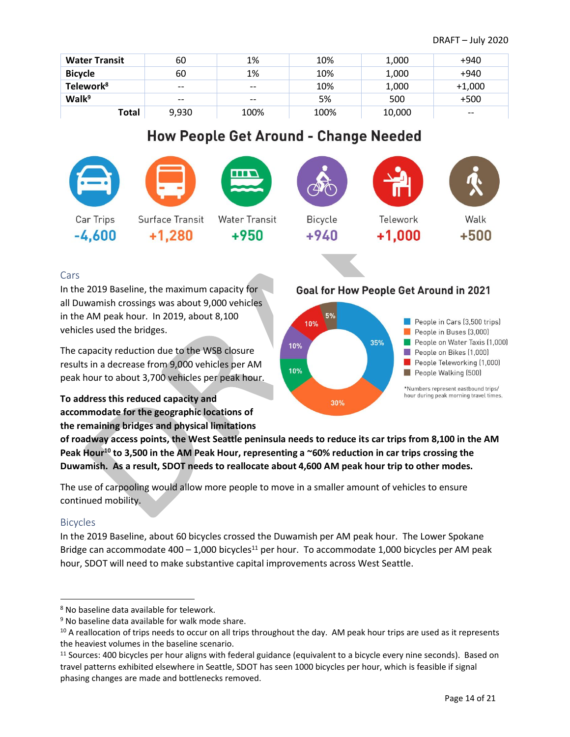| | | | | | |
|---|---|---|---|---|---|
| **Water Transit** | 60 | 1% | 10% | 1,000 | +940 |
| **Bicycle** | 60 | 1% | 10% | 1,000 | +940 |
| **Telework**[8] | -- | -- | 10% | 1,000 | +1,000 |
| **Walk**[9] | -- | -- | 5% | 500 | +500 |
| **Total** | 9,930 | 100% | 100% | 10,000 | -- |

## How People Get Around - Change Needed

| Car Trips | Surface Transit | Water Transit | Bicycle | Telework | Walk |
|---|---|---|---|---|---|
| -4,600 | +1,280 | +950 | +940 | +1,000 | +500 |

### Cars

In the 2019 Baseline, the maximum capacity for all Duwamish crossings was about 9,000 vehicles in the AM peak hour. In 2019, about 8,100 vehicles used the bridges.

The capacity reduction due to the WSB closure results in a decrease from 9,000 vehicles per AM peak hour to about 3,700 vehicles per peak hour.

**Goal for How People Get Around in 2021**

- People in Cars (3,500 trips) – 35%
- People in Buses (3,000) – 30%
- People on Water Taxis (1,000) – 10%
- People on Bikes (1,000) – 10%
- People Teleworking (1,000) – 10%
- People Walking (500) – 5%

*Numbers represent eastbound trips/hour during peak morning travel times.

**To address this reduced capacity and accommodate for the geographic locations of the remaining bridges and physical limitations of roadway access points, the West Seattle peninsula needs to reduce its car trips from 8,100 in the AM Peak Hour[10] to 3,500 in the AM Peak Hour, representing a ~60% reduction in car trips crossing the Duwamish. As a result, SDOT needs to reallocate about 4,600 AM peak hour trip to other modes.**

The use of carpooling would allow more people to move in a smaller amount of vehicles to ensure continued mobility.

### Bicycles

In the 2019 Baseline, about 60 bicycles crossed the Duwamish per AM peak hour. The Lower Spokane Bridge can accommodate 400 – 1,000 bicycles[11] per hour. To accommodate 1,000 bicycles per AM peak hour, SDOT will need to make substantive capital improvements across West Seattle.

---

[8] No baseline data available for telework.

[9] No baseline data available for walk mode share.

[10] A reallocation of trips needs to occur on all trips throughout the day. AM peak hour trips are used as it represents the heaviest volumes in the baseline scenario.

[11] Sources: 400 bicycles per hour aligns with federal guidance (equivalent to a bicycle every nine seconds). Based on travel patterns exhibited elsewhere in Seattle, SDOT has seen 1000 bicycles per hour, which is feasible if signal phasing changes are made and bottlenecks removed.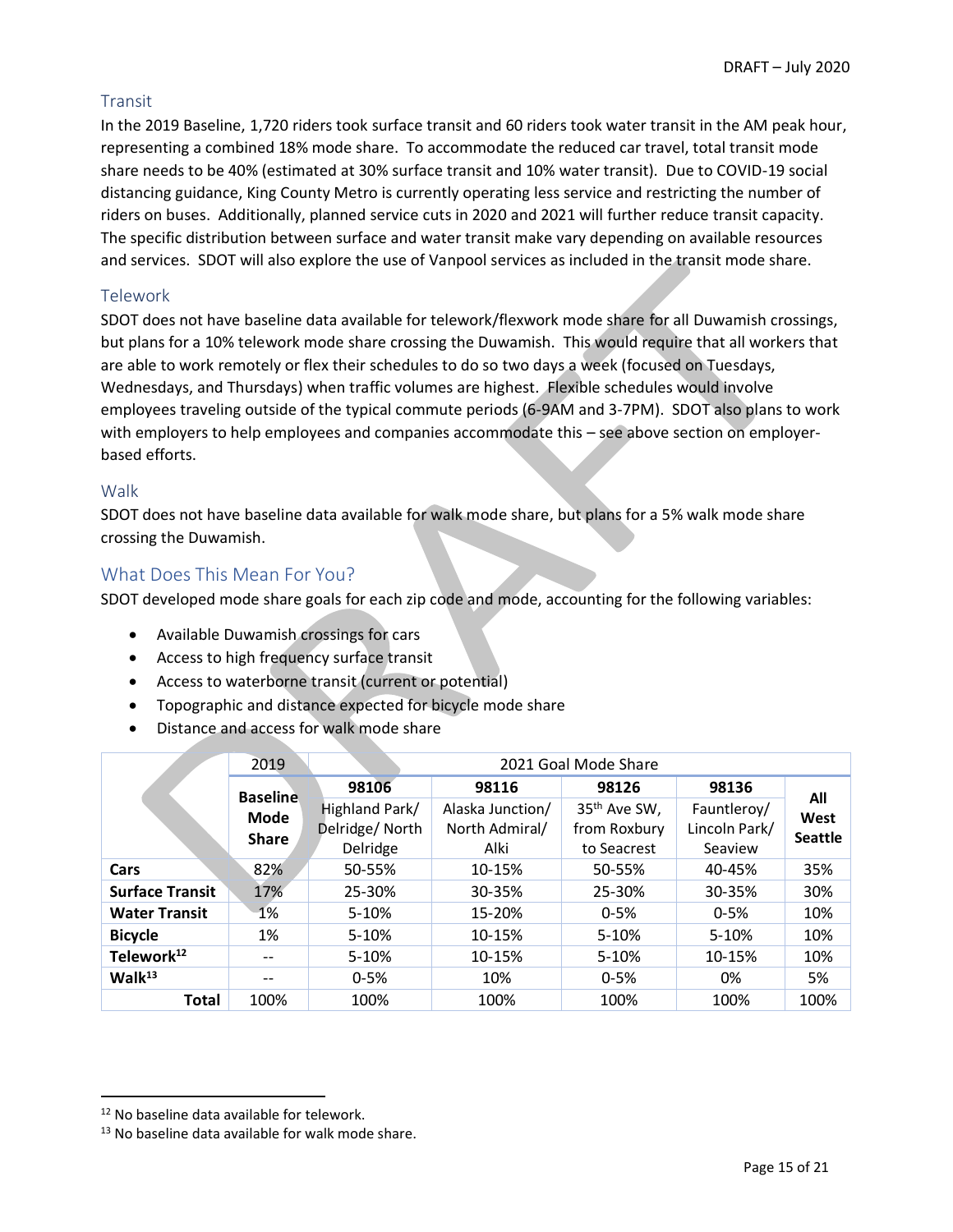### Transit

In the 2019 Baseline, 1,720 riders took surface transit and 60 riders took water transit in the AM peak hour, representing a combined 18% mode share. To accommodate the reduced car travel, total transit mode share needs to be 40% (estimated at 30% surface transit and 10% water transit). Due to COVID-19 social distancing guidance, King County Metro is currently operating less service and restricting the number of riders on buses. Additionally, planned service cuts in 2020 and 2021 will further reduce transit capacity. The specific distribution between surface and water transit make vary depending on available resources and services. SDOT will also explore the use of Vanpool services as included in the transit mode share.

### Telework

SDOT does not have baseline data available for telework/flexwork mode share for all Duwamish crossings, but plans for a 10% telework mode share crossing the Duwamish. This would require that all workers that are able to work remotely or flex their schedules to do so two days a week (focused on Tuesdays, Wednesdays, and Thursdays) when traffic volumes are highest. Flexible schedules would involve employees traveling outside of the typical commute periods (6-9AM and 3-7PM). SDOT also plans to work with employers to help employees and companies accommodate this – see above section on employer-based efforts.

### Walk

SDOT does not have baseline data available for walk mode share, but plans for a 5% walk mode share crossing the Duwamish.

## What Does This Mean For You?

SDOT developed mode share goals for each zip code and mode, accounting for the following variables:

- Available Duwamish crossings for cars
- Access to high frequency surface transit
- Access to waterborne transit (current or potential)
- Topographic and distance expected for bicycle mode share
- Distance and access for walk mode share

| | 2019 | 2021 Goal Mode Share | | | | |
|---|---|---|---|---|---|---|
| | **Baseline Mode Share** | **98106** Highland Park/ Delridge/ North Delridge | **98116** Alaska Junction/ North Admiral/ Alki | **98126** 35th Ave SW, from Roxbury to Seacrest | **98136** Fauntleroy/ Lincoln Park/ Seaview | **All West Seattle** |
| **Cars** | 82% | 50-55% | 10-15% | 50-55% | 40-45% | 35% |
| **Surface Transit** | 17% | 25-30% | 30-35% | 25-30% | 30-35% | 30% |
| **Water Transit** | 1% | 5-10% | 15-20% | 0-5% | 0-5% | 10% |
| **Bicycle** | 1% | 5-10% | 10-15% | 5-10% | 5-10% | 10% |
| **Telework[12]** | -- | 5-10% | 10-15% | 5-10% | 10-15% | 10% |
| **Walk[13]** | -- | 0-5% | 10% | 0-5% | 0% | 5% |
| **Total** | 100% | 100% | 100% | 100% | 100% | 100% |

[12] No baseline data available for telework.

[13] No baseline data available for walk mode share.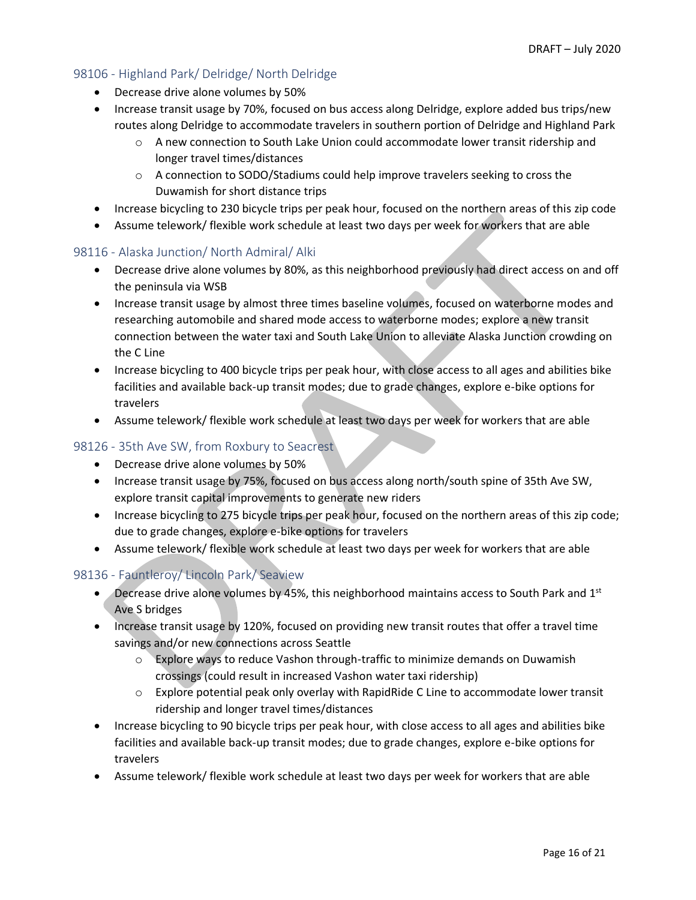### 98106 - Highland Park/ Delridge/ North Delridge

- Decrease drive alone volumes by 50%
- Increase transit usage by 70%, focused on bus access along Delridge, explore added bus trips/new routes along Delridge to accommodate travelers in southern portion of Delridge and Highland Park
  - A new connection to South Lake Union could accommodate lower transit ridership and longer travel times/distances
  - A connection to SODO/Stadiums could help improve travelers seeking to cross the Duwamish for short distance trips
- Increase bicycling to 230 bicycle trips per peak hour, focused on the northern areas of this zip code
- Assume telework/ flexible work schedule at least two days per week for workers that are able

### 98116 - Alaska Junction/ North Admiral/ Alki

- Decrease drive alone volumes by 80%, as this neighborhood previously had direct access on and off the peninsula via WSB
- Increase transit usage by almost three times baseline volumes, focused on waterborne modes and researching automobile and shared mode access to waterborne modes; explore a new transit connection between the water taxi and South Lake Union to alleviate Alaska Junction crowding on the C Line
- Increase bicycling to 400 bicycle trips per peak hour, with close access to all ages and abilities bike facilities and available back-up transit modes; due to grade changes, explore e-bike options for travelers
- Assume telework/ flexible work schedule at least two days per week for workers that are able

### 98126 - 35th Ave SW, from Roxbury to Seacrest

- Decrease drive alone volumes by 50%
- Increase transit usage by 75%, focused on bus access along north/south spine of 35th Ave SW, explore transit capital improvements to generate new riders
- Increase bicycling to 275 bicycle trips per peak hour, focused on the northern areas of this zip code; due to grade changes, explore e-bike options for travelers
- Assume telework/ flexible work schedule at least two days per week for workers that are able

### 98136 - Fauntleroy/ Lincoln Park/ Seaview

- Decrease drive alone volumes by 45%, this neighborhood maintains access to South Park and 1st Ave S bridges
- Increase transit usage by 120%, focused on providing new transit routes that offer a travel time savings and/or new connections across Seattle
  - Explore ways to reduce Vashon through-traffic to minimize demands on Duwamish crossings (could result in increased Vashon water taxi ridership)
  - Explore potential peak only overlay with RapidRide C Line to accommodate lower transit ridership and longer travel times/distances
- Increase bicycling to 90 bicycle trips per peak hour, with close access to all ages and abilities bike facilities and available back-up transit modes; due to grade changes, explore e-bike options for travelers
- Assume telework/ flexible work schedule at least two days per week for workers that are able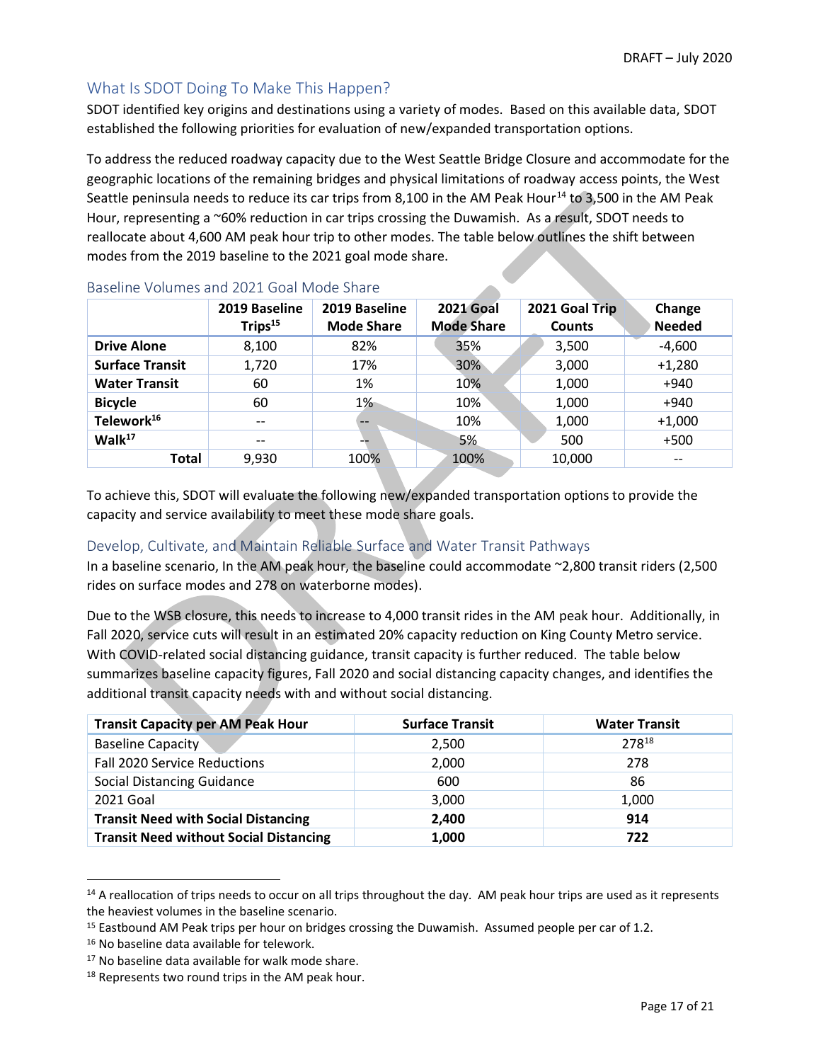## What Is SDOT Doing To Make This Happen?

SDOT identified key origins and destinations using a variety of modes. Based on this available data, SDOT established the following priorities for evaluation of new/expanded transportation options.

To address the reduced roadway capacity due to the West Seattle Bridge Closure and accommodate for the geographic locations of the remaining bridges and physical limitations of roadway access points, the West Seattle peninsula needs to reduce its car trips from 8,100 in the AM Peak Hour[14] to 3,500 in the AM Peak Hour, representing a ~60% reduction in car trips crossing the Duwamish. As a result, SDOT needs to reallocate about 4,600 AM peak hour trip to other modes. The table below outlines the shift between modes from the 2019 baseline to the 2021 goal mode share.

### Baseline Volumes and 2021 Goal Mode Share

| | 2019 Baseline Trips[15] | 2019 Baseline Mode Share | 2021 Goal Mode Share | 2021 Goal Trip Counts | Change Needed |
|---|---|---|---|---|---|
| **Drive Alone** | 8,100 | 82% | 35% | 3,500 | -4,600 |
| **Surface Transit** | 1,720 | 17% | 30% | 3,000 | +1,280 |
| **Water Transit** | 60 | 1% | 10% | 1,000 | +940 |
| **Bicycle** | 60 | 1% | 10% | 1,000 | +940 |
| **Telework[16]** | -- | -- | 10% | 1,000 | +1,000 |
| **Walk[17]** | -- | -- | 5% | 500 | +500 |
| **Total** | 9,930 | 100% | 100% | 10,000 | -- |

To achieve this, SDOT will evaluate the following new/expanded transportation options to provide the capacity and service availability to meet these mode share goals.

### Develop, Cultivate, and Maintain Reliable Surface and Water Transit Pathways

In a baseline scenario, In the AM peak hour, the baseline could accommodate ~2,800 transit riders (2,500 rides on surface modes and 278 on waterborne modes).

Due to the WSB closure, this needs to increase to 4,000 transit rides in the AM peak hour. Additionally, in Fall 2020, service cuts will result in an estimated 20% capacity reduction on King County Metro service. With COVID-related social distancing guidance, transit capacity is further reduced. The table below summarizes baseline capacity figures, Fall 2020 and social distancing capacity changes, and identifies the additional transit capacity needs with and without social distancing.

| Transit Capacity per AM Peak Hour | Surface Transit | Water Transit |
|---|---|---|
| Baseline Capacity | 2,500 | 278[18] |
| Fall 2020 Service Reductions | 2,000 | 278 |
| Social Distancing Guidance | 600 | 86 |
| 2021 Goal | 3,000 | 1,000 |
| **Transit Need with Social Distancing** | **2,400** | **914** |
| **Transit Need without Social Distancing** | **1,000** | **722** |

[14] A reallocation of trips needs to occur on all trips throughout the day. AM peak hour trips are used as it represents the heaviest volumes in the baseline scenario.

[15] Eastbound AM Peak trips per hour on bridges crossing the Duwamish. Assumed people per car of 1.2.

[16] No baseline data available for telework.

[17] No baseline data available for walk mode share.

[18] Represents two round trips in the AM peak hour.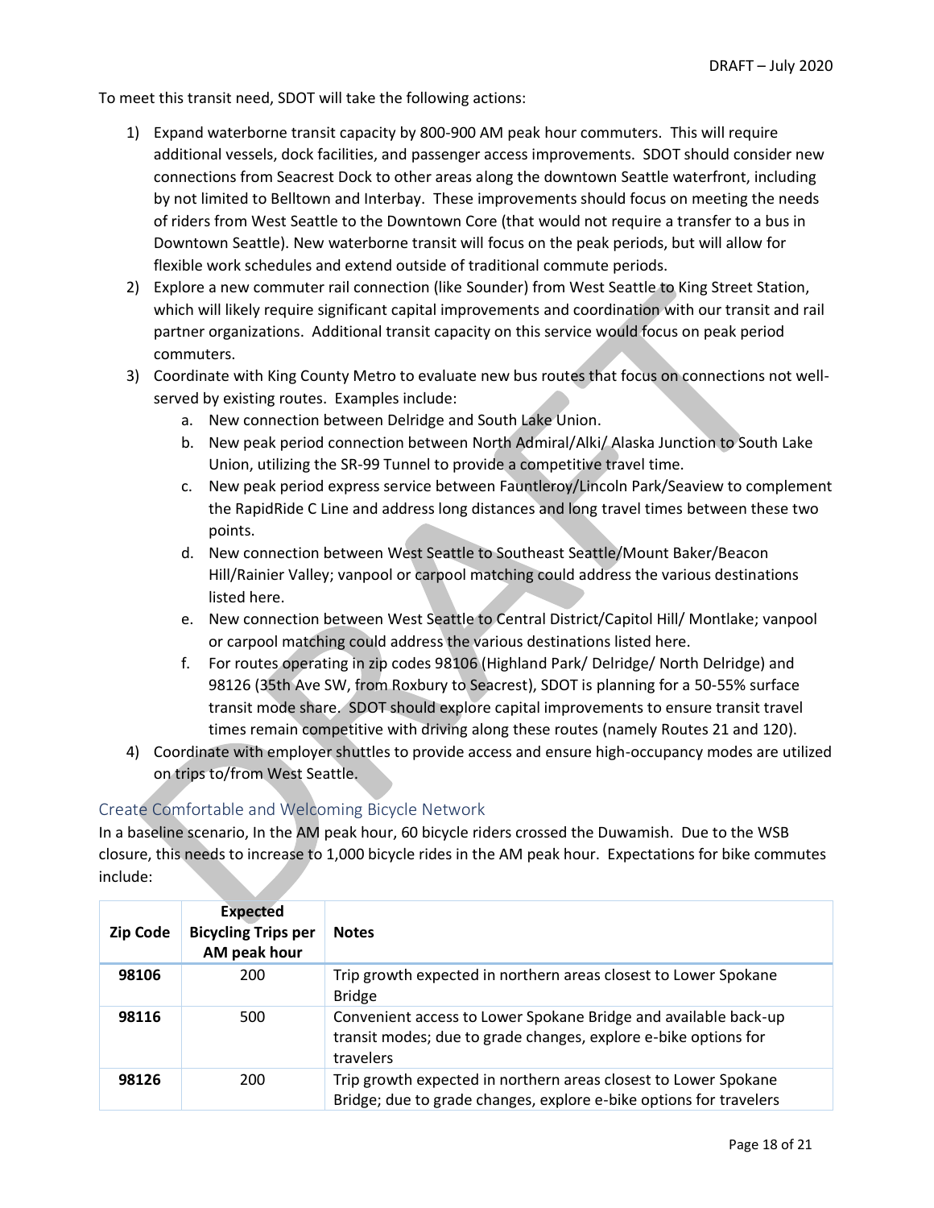To meet this transit need, SDOT will take the following actions:

1) Expand waterborne transit capacity by 800-900 AM peak hour commuters. This will require additional vessels, dock facilities, and passenger access improvements. SDOT should consider new connections from Seacrest Dock to other areas along the downtown Seattle waterfront, including by not limited to Belltown and Interbay. These improvements should focus on meeting the needs of riders from West Seattle to the Downtown Core (that would not require a transfer to a bus in Downtown Seattle). New waterborne transit will focus on the peak periods, but will allow for flexible work schedules and extend outside of traditional commute periods.
2) Explore a new commuter rail connection (like Sounder) from West Seattle to King Street Station, which will likely require significant capital improvements and coordination with our transit and rail partner organizations. Additional transit capacity on this service would focus on peak period commuters.
3) Coordinate with King County Metro to evaluate new bus routes that focus on connections not well-served by existing routes. Examples include:
   a. New connection between Delridge and South Lake Union.
   b. New peak period connection between North Admiral/Alki/ Alaska Junction to South Lake Union, utilizing the SR-99 Tunnel to provide a competitive travel time.
   c. New peak period express service between Fauntleroy/Lincoln Park/Seaview to complement the RapidRide C Line and address long distances and long travel times between these two points.
   d. New connection between West Seattle to Southeast Seattle/Mount Baker/Beacon Hill/Rainier Valley; vanpool or carpool matching could address the various destinations listed here.
   e. New connection between West Seattle to Central District/Capitol Hill/ Montlake; vanpool or carpool matching could address the various destinations listed here.
   f. For routes operating in zip codes 98106 (Highland Park/ Delridge/ North Delridge) and 98126 (35th Ave SW, from Roxbury to Seacrest), SDOT is planning for a 50-55% surface transit mode share. SDOT should explore capital improvements to ensure transit travel times remain competitive with driving along these routes (namely Routes 21 and 120).
4) Coordinate with employer shuttles to provide access and ensure high-occupancy modes are utilized on trips to/from West Seattle.

## Create Comfortable and Welcoming Bicycle Network

In a baseline scenario, In the AM peak hour, 60 bicycle riders crossed the Duwamish. Due to the WSB closure, this needs to increase to 1,000 bicycle rides in the AM peak hour. Expectations for bike commutes include:

| Zip Code | Expected Bicycling Trips per AM peak hour | Notes |
|---|---|---|
| **98106** | 200 | Trip growth expected in northern areas closest to Lower Spokane Bridge |
| **98116** | 500 | Convenient access to Lower Spokane Bridge and available back-up transit modes; due to grade changes, explore e-bike options for travelers |
| **98126** | 200 | Trip growth expected in northern areas closest to Lower Spokane Bridge; due to grade changes, explore e-bike options for travelers |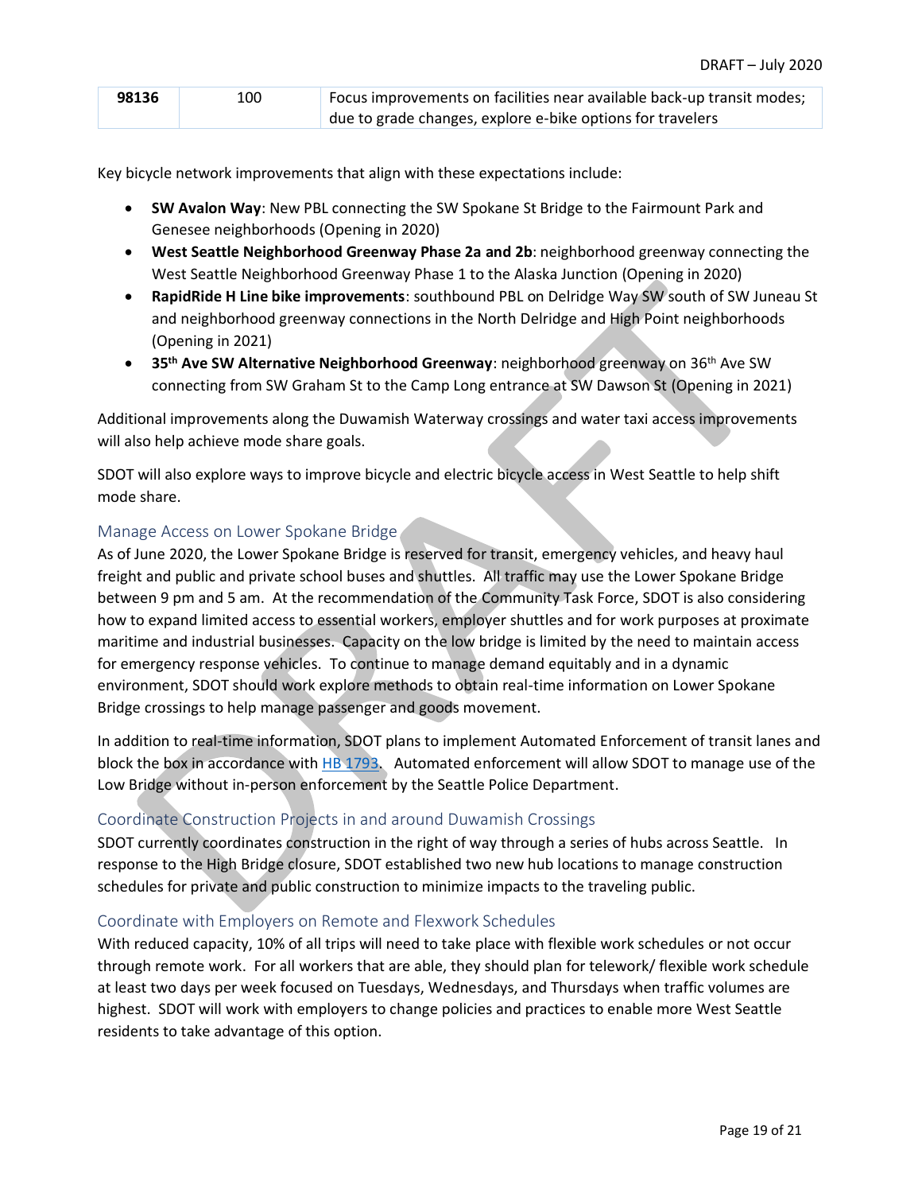| 98136 | 100 | Focus improvements on facilities near available back-up transit modes; due to grade changes, explore e-bike options for travelers |
|---|---|---|

Key bicycle network improvements that align with these expectations include:

- **SW Avalon Way**: New PBL connecting the SW Spokane St Bridge to the Fairmount Park and Genesee neighborhoods (Opening in 2020)
- **West Seattle Neighborhood Greenway Phase 2a and 2b**: neighborhood greenway connecting the West Seattle Neighborhood Greenway Phase 1 to the Alaska Junction (Opening in 2020)
- **RapidRide H Line bike improvements**: southbound PBL on Delridge Way SW south of SW Juneau St and neighborhood greenway connections in the North Delridge and High Point neighborhoods (Opening in 2021)
- **35th Ave SW Alternative Neighborhood Greenway**: neighborhood greenway on 36th Ave SW connecting from SW Graham St to the Camp Long entrance at SW Dawson St (Opening in 2021)

Additional improvements along the Duwamish Waterway crossings and water taxi access improvements will also help achieve mode share goals.

SDOT will also explore ways to improve bicycle and electric bicycle access in West Seattle to help shift mode share.

## Manage Access on Lower Spokane Bridge

As of June 2020, the Lower Spokane Bridge is reserved for transit, emergency vehicles, and heavy haul freight and public and private school buses and shuttles. All traffic may use the Lower Spokane Bridge between 9 pm and 5 am. At the recommendation of the Community Task Force, SDOT is also considering how to expand limited access to essential workers, employer shuttles and for work purposes at proximate maritime and industrial businesses. Capacity on the low bridge is limited by the need to maintain access for emergency response vehicles. To continue to manage demand equitably and in a dynamic environment, SDOT should work explore methods to obtain real-time information on Lower Spokane Bridge crossings to help manage passenger and goods movement.

In addition to real-time information, SDOT plans to implement Automated Enforcement of transit lanes and block the box in accordance with HB 1793. Automated enforcement will allow SDOT to manage use of the Low Bridge without in-person enforcement by the Seattle Police Department.

## Coordinate Construction Projects in and around Duwamish Crossings

SDOT currently coordinates construction in the right of way through a series of hubs across Seattle. In response to the High Bridge closure, SDOT established two new hub locations to manage construction schedules for private and public construction to minimize impacts to the traveling public.

## Coordinate with Employers on Remote and Flexwork Schedules

With reduced capacity, 10% of all trips will need to take place with flexible work schedules or not occur through remote work. For all workers that are able, they should plan for telework/ flexible work schedule at least two days per week focused on Tuesdays, Wednesdays, and Thursdays when traffic volumes are highest. SDOT will work with employers to change policies and practices to enable more West Seattle residents to take advantage of this option.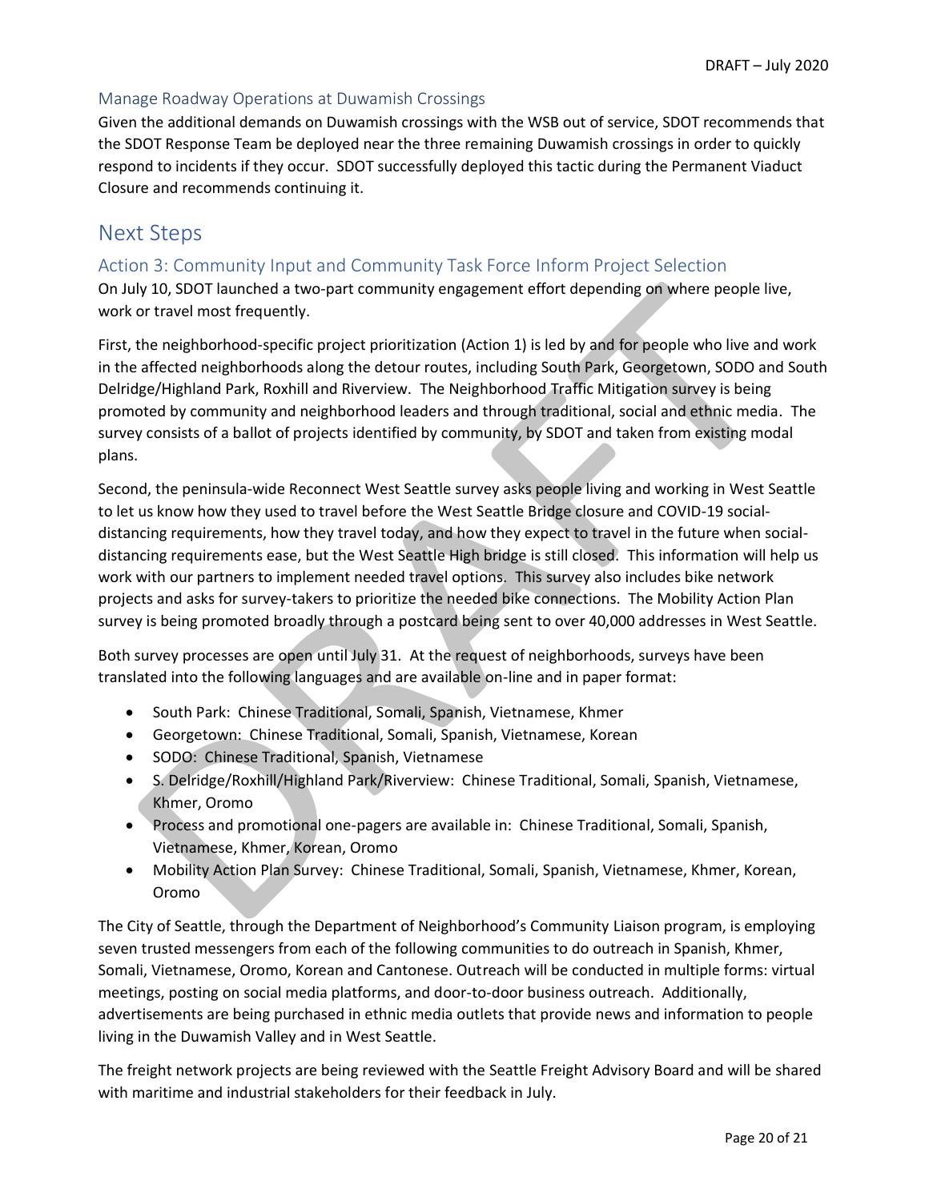### Manage Roadway Operations at Duwamish Crossings

Given the additional demands on Duwamish crossings with the WSB out of service, SDOT recommends that the SDOT Response Team be deployed near the three remaining Duwamish crossings in order to quickly respond to incidents if they occur. SDOT successfully deployed this tactic during the Permanent Viaduct Closure and recommends continuing it.

## Next Steps

### Action 3: Community Input and Community Task Force Inform Project Selection

On July 10, SDOT launched a two-part community engagement effort depending on where people live, work or travel most frequently.

First, the neighborhood-specific project prioritization (Action 1) is led by and for people who live and work in the affected neighborhoods along the detour routes, including South Park, Georgetown, SODO and South Delridge/Highland Park, Roxhill and Riverview. The Neighborhood Traffic Mitigation survey is being promoted by community and neighborhood leaders and through traditional, social and ethnic media. The survey consists of a ballot of projects identified by community, by SDOT and taken from existing modal plans.

Second, the peninsula-wide Reconnect West Seattle survey asks people living and working in West Seattle to let us know how they used to travel before the West Seattle Bridge closure and COVID-19 social-distancing requirements, how they travel today, and how they expect to travel in the future when social-distancing requirements ease, but the West Seattle High bridge is still closed. This information will help us work with our partners to implement needed travel options. This survey also includes bike network projects and asks for survey-takers to prioritize the needed bike connections. The Mobility Action Plan survey is being promoted broadly through a postcard being sent to over 40,000 addresses in West Seattle.

Both survey processes are open until July 31. At the request of neighborhoods, surveys have been translated into the following languages and are available on-line and in paper format:

- South Park: Chinese Traditional, Somali, Spanish, Vietnamese, Khmer
- Georgetown: Chinese Traditional, Somali, Spanish, Vietnamese, Korean
- SODO: Chinese Traditional, Spanish, Vietnamese
- S. Delridge/Roxhill/Highland Park/Riverview: Chinese Traditional, Somali, Spanish, Vietnamese, Khmer, Oromo
- Process and promotional one-pagers are available in: Chinese Traditional, Somali, Spanish, Vietnamese, Khmer, Korean, Oromo
- Mobility Action Plan Survey: Chinese Traditional, Somali, Spanish, Vietnamese, Khmer, Korean, Oromo

The City of Seattle, through the Department of Neighborhood's Community Liaison program, is employing seven trusted messengers from each of the following communities to do outreach in Spanish, Khmer, Somali, Vietnamese, Oromo, Korean and Cantonese. Outreach will be conducted in multiple forms: virtual meetings, posting on social media platforms, and door-to-door business outreach. Additionally, advertisements are being purchased in ethnic media outlets that provide news and information to people living in the Duwamish Valley and in West Seattle.

The freight network projects are being reviewed with the Seattle Freight Advisory Board and will be shared with maritime and industrial stakeholders for their feedback in July.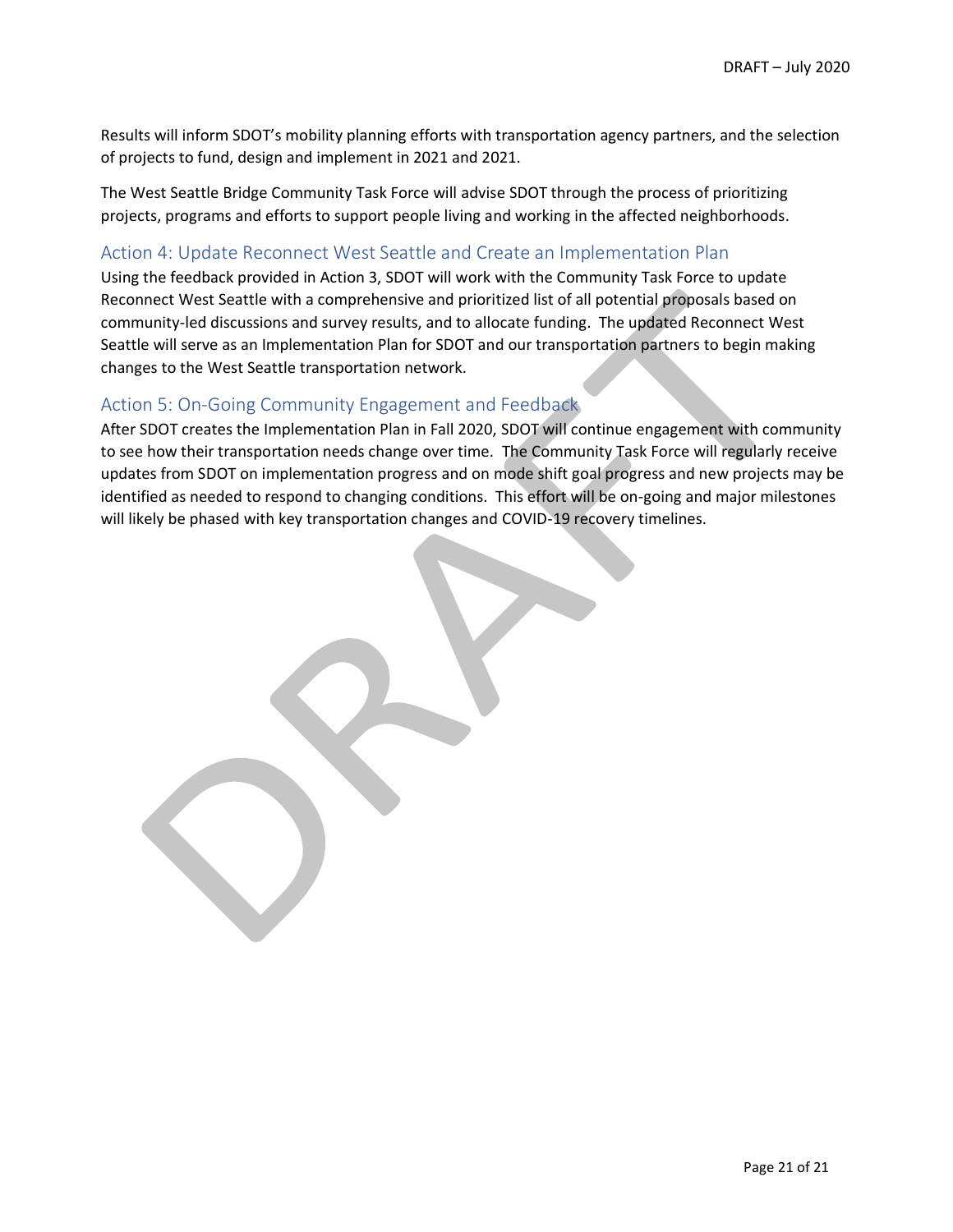Results will inform SDOT's mobility planning efforts with transportation agency partners, and the selection of projects to fund, design and implement in 2021 and 2021.

The West Seattle Bridge Community Task Force will advise SDOT through the process of prioritizing projects, programs and efforts to support people living and working in the affected neighborhoods.

## Action 4: Update Reconnect West Seattle and Create an Implementation Plan

Using the feedback provided in Action 3, SDOT will work with the Community Task Force to update Reconnect West Seattle with a comprehensive and prioritized list of all potential proposals based on community-led discussions and survey results, and to allocate funding. The updated Reconnect West Seattle will serve as an Implementation Plan for SDOT and our transportation partners to begin making changes to the West Seattle transportation network.

## Action 5: On-Going Community Engagement and Feedback

After SDOT creates the Implementation Plan in Fall 2020, SDOT will continue engagement with community to see how their transportation needs change over time. The Community Task Force will regularly receive updates from SDOT on implementation progress and on mode shift goal progress and new projects may be identified as needed to respond to changing conditions. This effort will be on-going and major milestones will likely be phased with key transportation changes and COVID-19 recovery timelines.